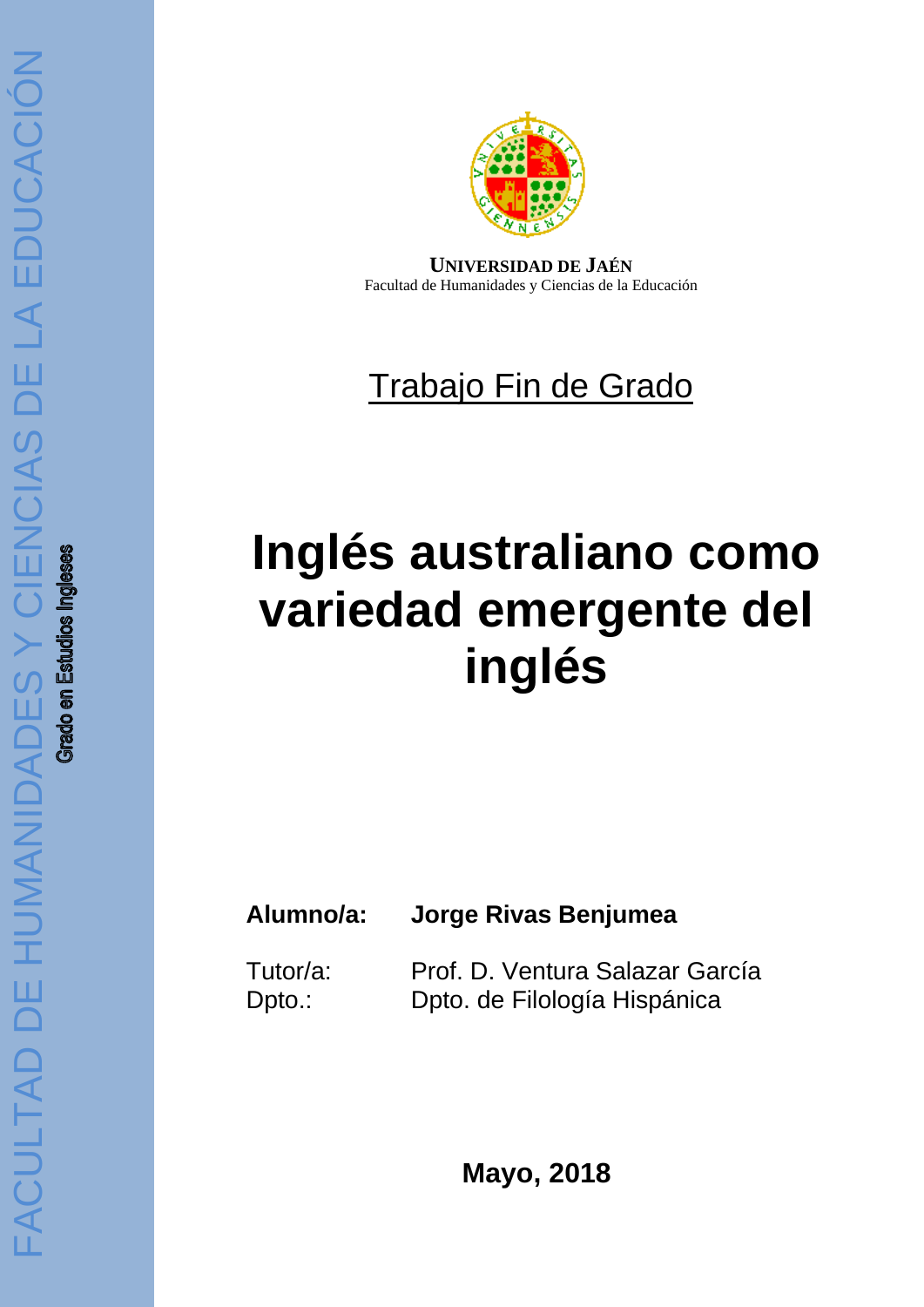FACULTAD DE HUMANIDADES Y CIENCIAS DE LA EDUCACIÓN

Grado en Estudios Ingleses

**UNIVERSIDAD DE JAÉN**
Facultad de Humanidades y Ciencias de la Educación

Trabajo Fin de Grado

# Inglés australiano como variedad emergente del inglés

**Alumno/a:** **Jorge Rivas Benjumea**

Tutor/a: Prof. D. Ventura Salazar García
Dpto.: Dpto. de Filología Hispánica

**Mayo, 2018**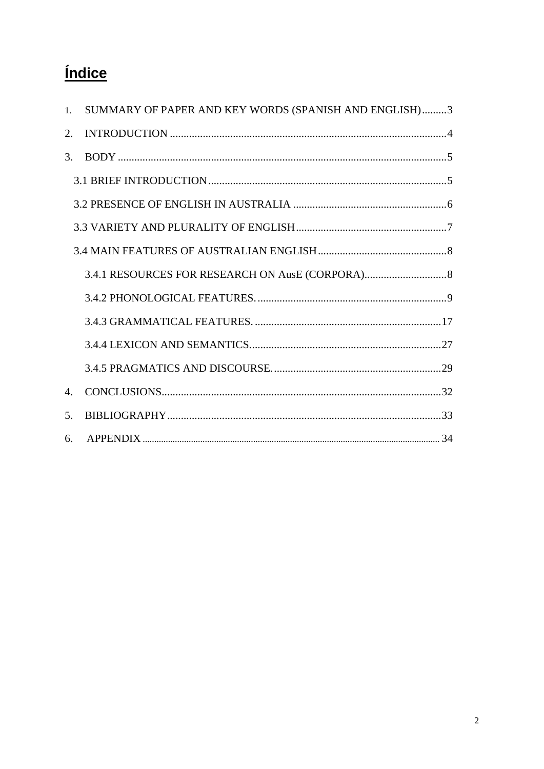# Índice

1. SUMMARY OF PAPER AND KEY WORDS (SPANISH AND ENGLISH) .........3
2. INTRODUCTION .........4
3. BODY .........5
   - 3.1 BRIEF INTRODUCTION .........5
   - 3.2 PRESENCE OF ENGLISH IN AUSTRALIA .........6
   - 3.3 VARIETY AND PLURALITY OF ENGLISH .........7
   - 3.4 MAIN FEATURES OF AUSTRALIAN ENGLISH .........8
     - 3.4.1 RESOURCES FOR RESEARCH ON AusE (CORPORA) .........8
     - 3.4.2 PHONOLOGICAL FEATURES. .........9
     - 3.4.3 GRAMMATICAL FEATURES. .........17
     - 3.4.4 LEXICON AND SEMANTICS .........27
     - 3.4.5 PRAGMATICS AND DISCOURSE. .........29
4. CONCLUSIONS .........32
5. BIBLIOGRAPHY .........33
6. APPENDIX .........34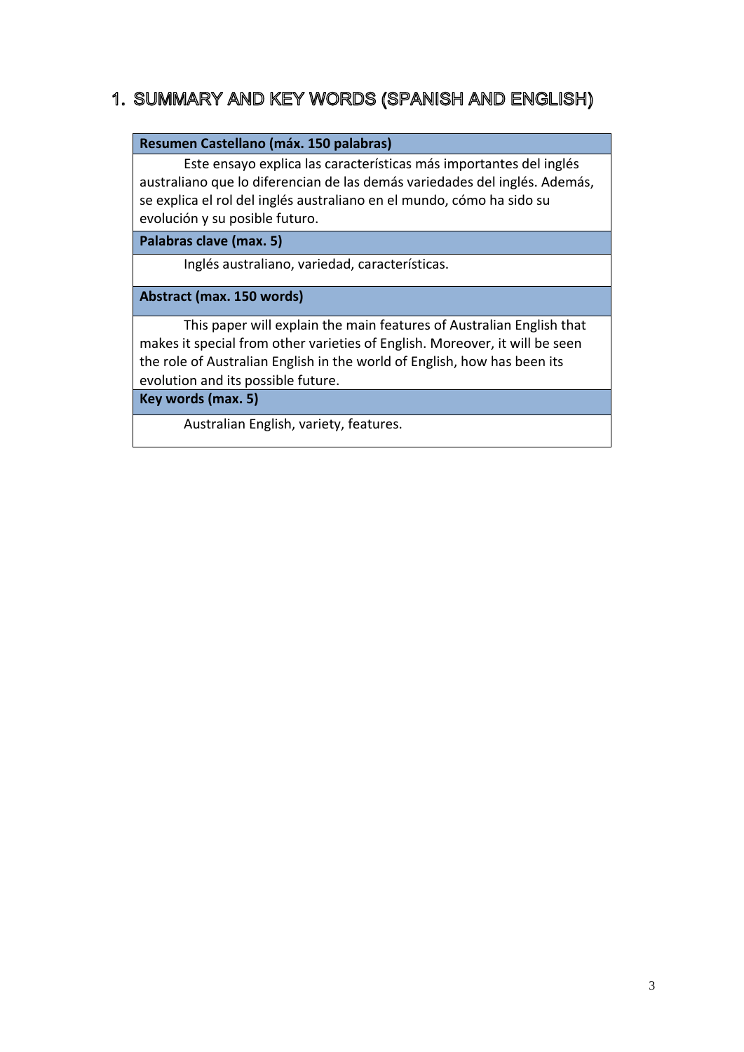# 1. SUMMARY AND KEY WORDS (SPANISH AND ENGLISH)

| **Resumen Castellano (máx. 150 palabras)** |
|---|
| Este ensayo explica las características más importantes del inglés australiano que lo diferencian de las demás variedades del inglés. Además, se explica el rol del inglés australiano en el mundo, cómo ha sido su evolución y su posible futuro. |
| **Palabras clave (max. 5)** |
| Inglés australiano, variedad, características. |
| **Abstract (max. 150 words)** |
| This paper will explain the main features of Australian English that makes it special from other varieties of English. Moreover, it will be seen the role of Australian English in the world of English, how has been its evolution and its possible future. |
| **Key words (max. 5)** |
| Australian English, variety, features. |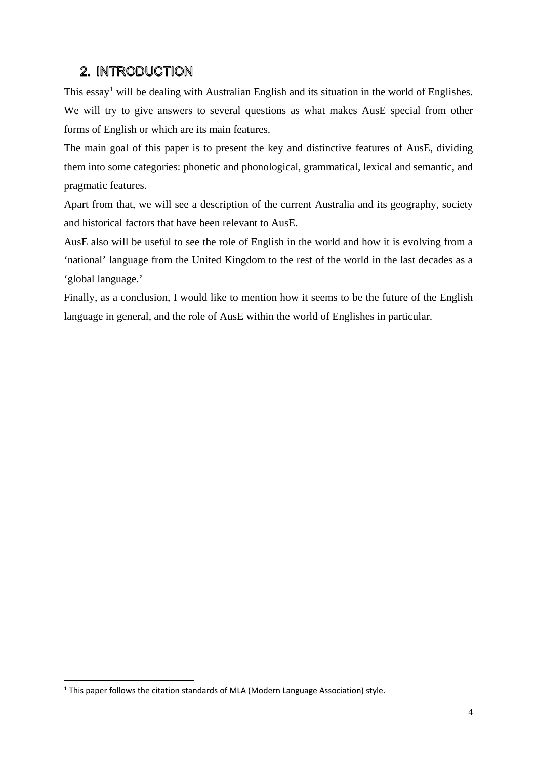## 2. INTRODUCTION

This essay[1] will be dealing with Australian English and its situation in the world of Englishes. We will try to give answers to several questions as what makes AusE special from other forms of English or which are its main features.

The main goal of this paper is to present the key and distinctive features of AusE, dividing them into some categories: phonetic and phonological, grammatical, lexical and semantic, and pragmatic features.

Apart from that, we will see a description of the current Australia and its geography, society and historical factors that have been relevant to AusE.

AusE also will be useful to see the role of English in the world and how it is evolving from a 'national' language from the United Kingdom to the rest of the world in the last decades as a 'global language.'

Finally, as a conclusion, I would like to mention how it seems to be the future of the English language in general, and the role of AusE within the world of Englishes in particular.

---

[1] This paper follows the citation standards of MLA (Modern Language Association) style.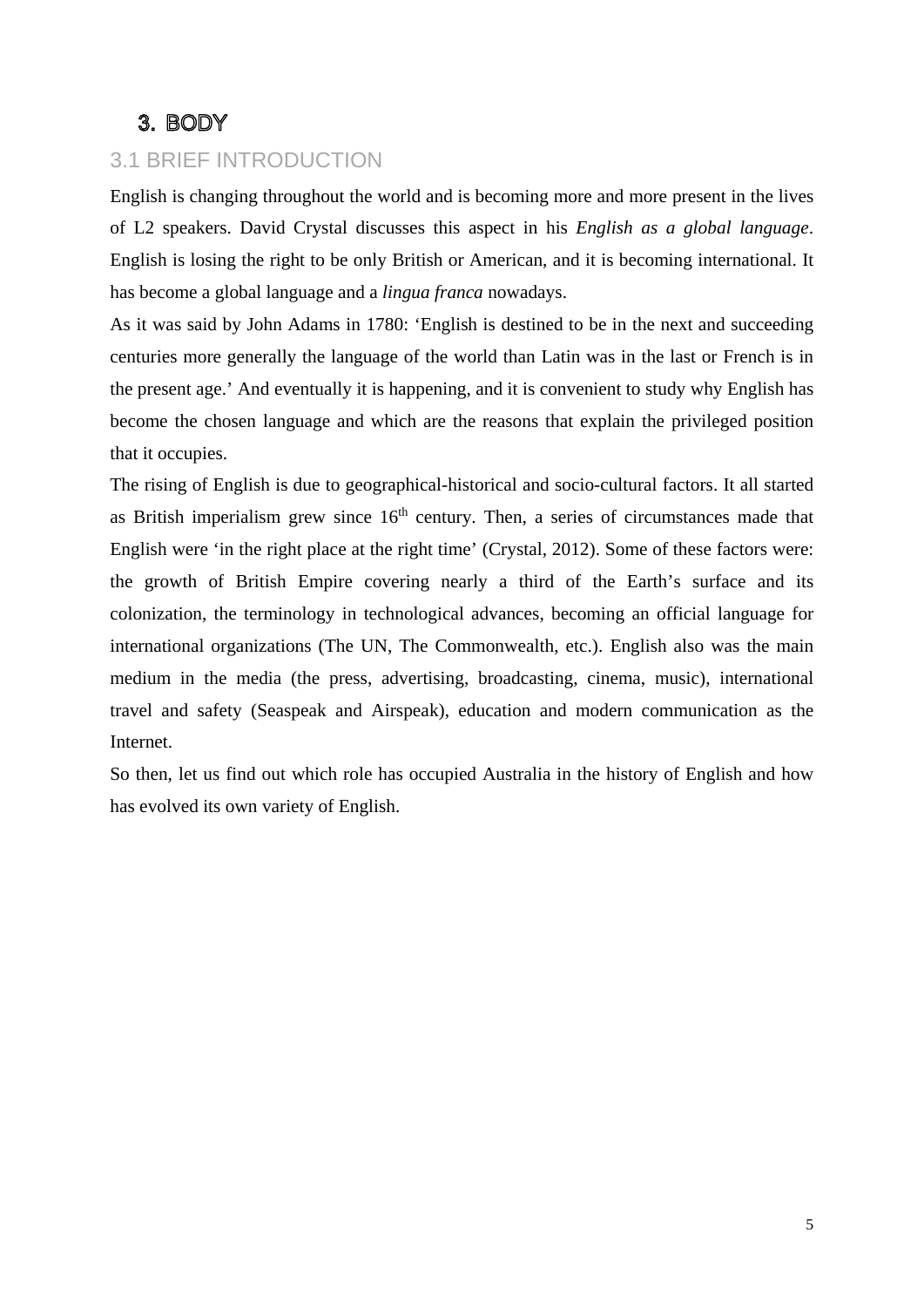# 3. BODY

## 3.1 BRIEF INTRODUCTION

English is changing throughout the world and is becoming more and more present in the lives of L2 speakers. David Crystal discusses this aspect in his *English as a global language*. English is losing the right to be only British or American, and it is becoming international. It has become a global language and a *lingua franca* nowadays.

As it was said by John Adams in 1780: 'English is destined to be in the next and succeeding centuries more generally the language of the world than Latin was in the last or French is in the present age.' And eventually it is happening, and it is convenient to study why English has become the chosen language and which are the reasons that explain the privileged position that it occupies.

The rising of English is due to geographical-historical and socio-cultural factors. It all started as British imperialism grew since 16th century. Then, a series of circumstances made that English were 'in the right place at the right time' (Crystal, 2012). Some of these factors were: the growth of British Empire covering nearly a third of the Earth's surface and its colonization, the terminology in technological advances, becoming an official language for international organizations (The UN, The Commonwealth, etc.). English also was the main medium in the media (the press, advertising, broadcasting, cinema, music), international travel and safety (Seaspeak and Airspeak), education and modern communication as the Internet.

So then, let us find out which role has occupied Australia in the history of English and how has evolved its own variety of English.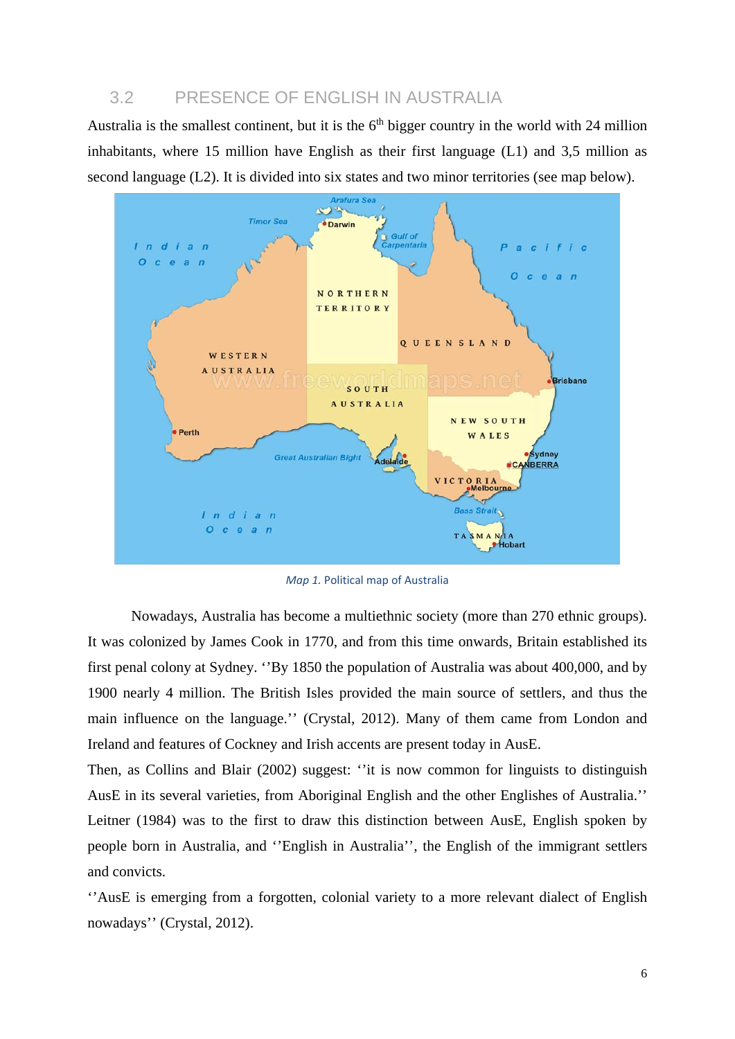## 3.2 PRESENCE OF ENGLISH IN AUSTRALIA

Australia is the smallest continent, but it is the 6th bigger country in the world with 24 million inhabitants, where 15 million have English as their first language (L1) and 3,5 million as second language (L2). It is divided into six states and two minor territories (see map below).

*Map 1.* Political map of Australia

Nowadays, Australia has become a multiethnic society (more than 270 ethnic groups). It was colonized by James Cook in 1770, and from this time onwards, Britain established its first penal colony at Sydney. ''By 1850 the population of Australia was about 400,000, and by 1900 nearly 4 million. The British Isles provided the main source of settlers, and thus the main influence on the language.'' (Crystal, 2012). Many of them came from London and Ireland and features of Cockney and Irish accents are present today in AusE.

Then, as Collins and Blair (2002) suggest: ''it is now common for linguists to distinguish AusE in its several varieties, from Aboriginal English and the other Englishes of Australia.'' Leitner (1984) was to the first to draw this distinction between AusE, English spoken by people born in Australia, and ''English in Australia'', the English of the immigrant settlers and convicts.

''AusE is emerging from a forgotten, colonial variety to a more relevant dialect of English nowadays'' (Crystal, 2012).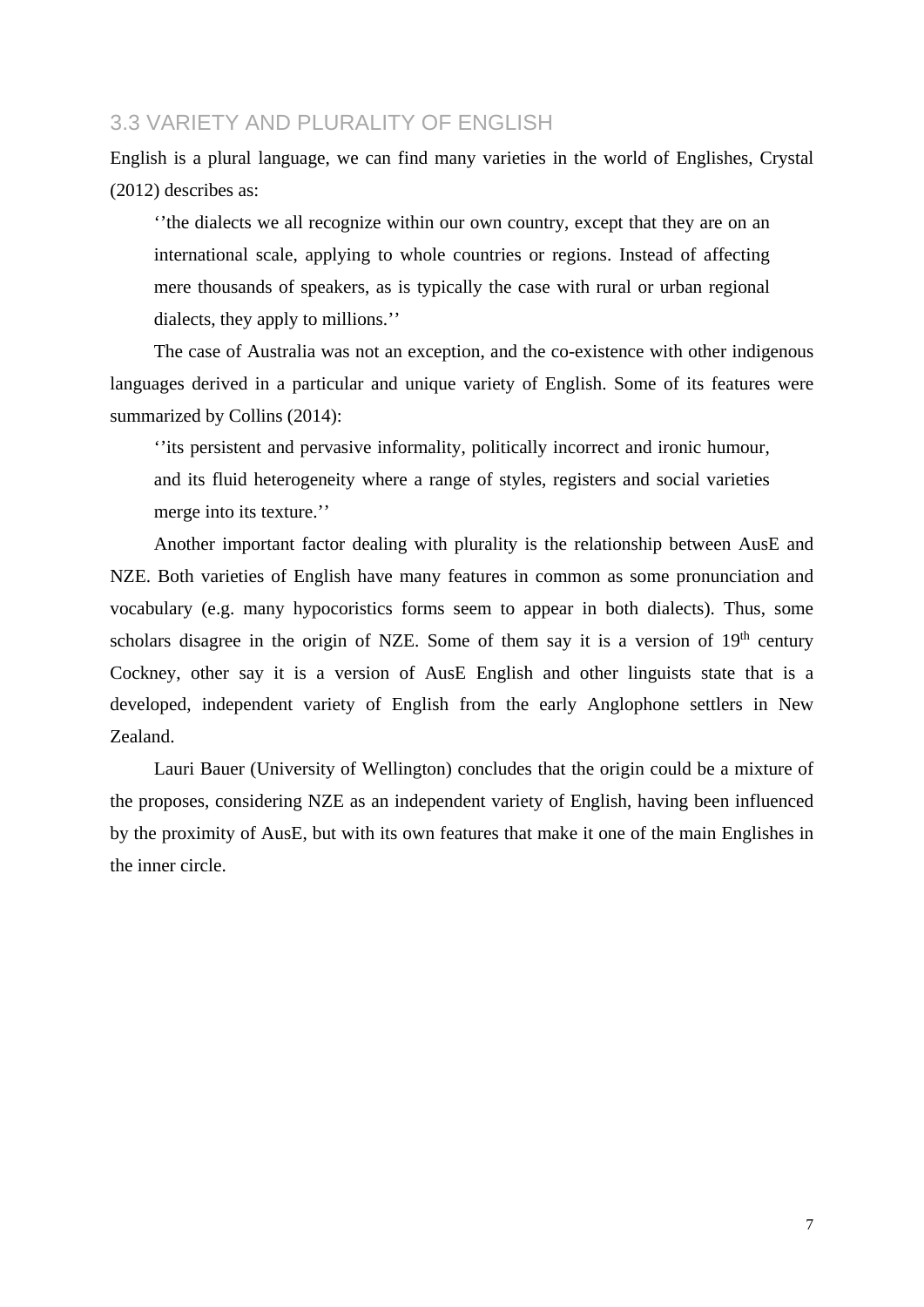## 3.3 VARIETY AND PLURALITY OF ENGLISH

English is a plural language, we can find many varieties in the world of Englishes, Crystal (2012) describes as:

> ''the dialects we all recognize within our own country, except that they are on an international scale, applying to whole countries or regions. Instead of affecting mere thousands of speakers, as is typically the case with rural or urban regional dialects, they apply to millions.''

The case of Australia was not an exception, and the co-existence with other indigenous languages derived in a particular and unique variety of English. Some of its features were summarized by Collins (2014):

> ''its persistent and pervasive informality, politically incorrect and ironic humour, and its fluid heterogeneity where a range of styles, registers and social varieties merge into its texture.''

Another important factor dealing with plurality is the relationship between AusE and NZE. Both varieties of English have many features in common as some pronunciation and vocabulary (e.g. many hypocoristics forms seem to appear in both dialects). Thus, some scholars disagree in the origin of NZE. Some of them say it is a version of 19th century Cockney, other say it is a version of AusE English and other linguists state that is a developed, independent variety of English from the early Anglophone settlers in New Zealand.

Lauri Bauer (University of Wellington) concludes that the origin could be a mixture of the proposes, considering NZE as an independent variety of English, having been influenced by the proximity of AusE, but with its own features that make it one of the main Englishes in the inner circle.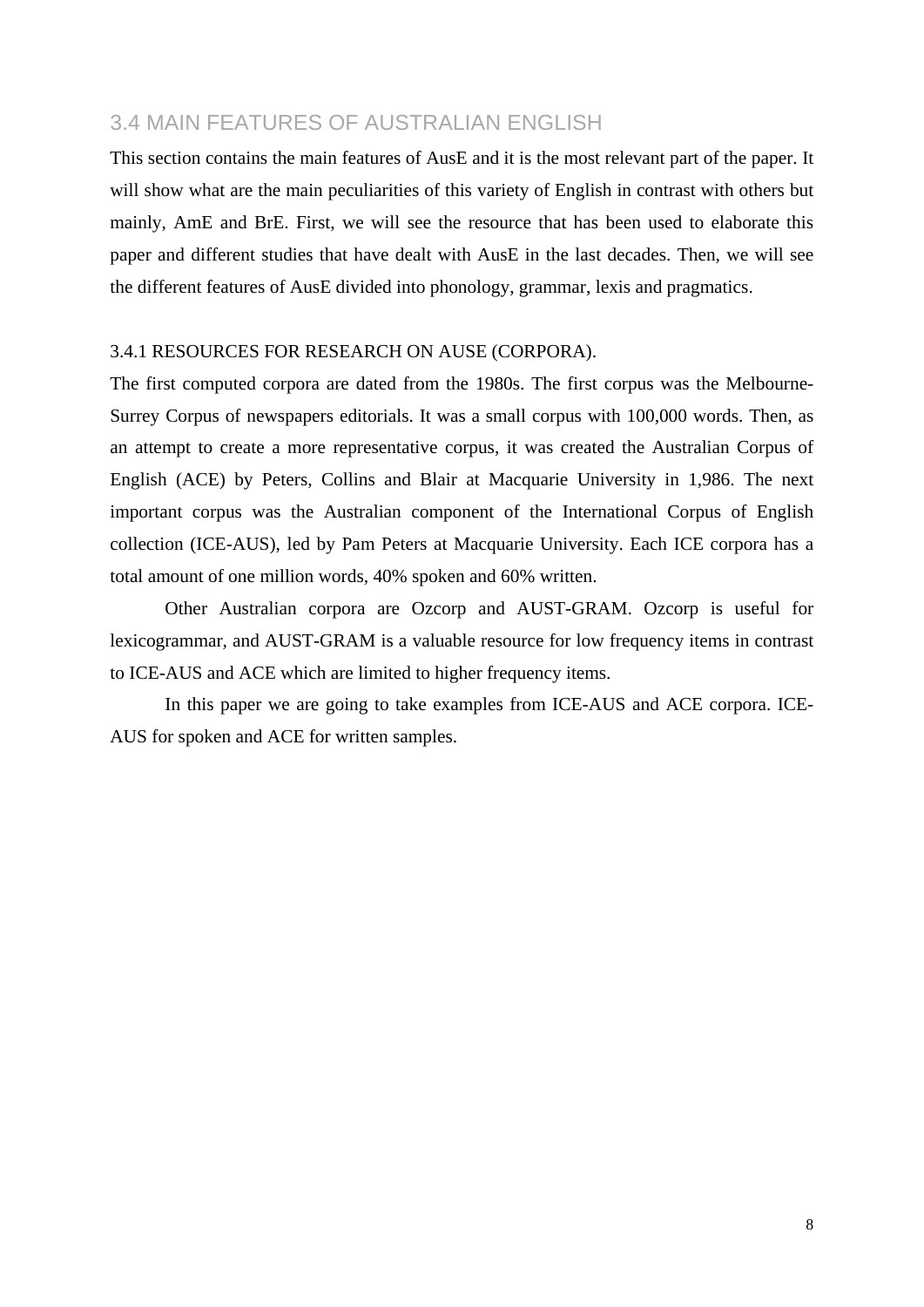## 3.4 MAIN FEATURES OF AUSTRALIAN ENGLISH

This section contains the main features of AusE and it is the most relevant part of the paper. It will show what are the main peculiarities of this variety of English in contrast with others but mainly, AmE and BrE. First, we will see the resource that has been used to elaborate this paper and different studies that have dealt with AusE in the last decades. Then, we will see the different features of AusE divided into phonology, grammar, lexis and pragmatics.

### 3.4.1 RESOURCES FOR RESEARCH ON AUSE (CORPORA).

The first computed corpora are dated from the 1980s. The first corpus was the Melbourne-Surrey Corpus of newspapers editorials. It was a small corpus with 100,000 words. Then, as an attempt to create a more representative corpus, it was created the Australian Corpus of English (ACE) by Peters, Collins and Blair at Macquarie University in 1,986. The next important corpus was the Australian component of the International Corpus of English collection (ICE-AUS), led by Pam Peters at Macquarie University. Each ICE corpora has a total amount of one million words, 40% spoken and 60% written.

Other Australian corpora are Ozcorp and AUST-GRAM. Ozcorp is useful for lexicogrammar, and AUST-GRAM is a valuable resource for low frequency items in contrast to ICE-AUS and ACE which are limited to higher frequency items.

In this paper we are going to take examples from ICE-AUS and ACE corpora. ICE-AUS for spoken and ACE for written samples.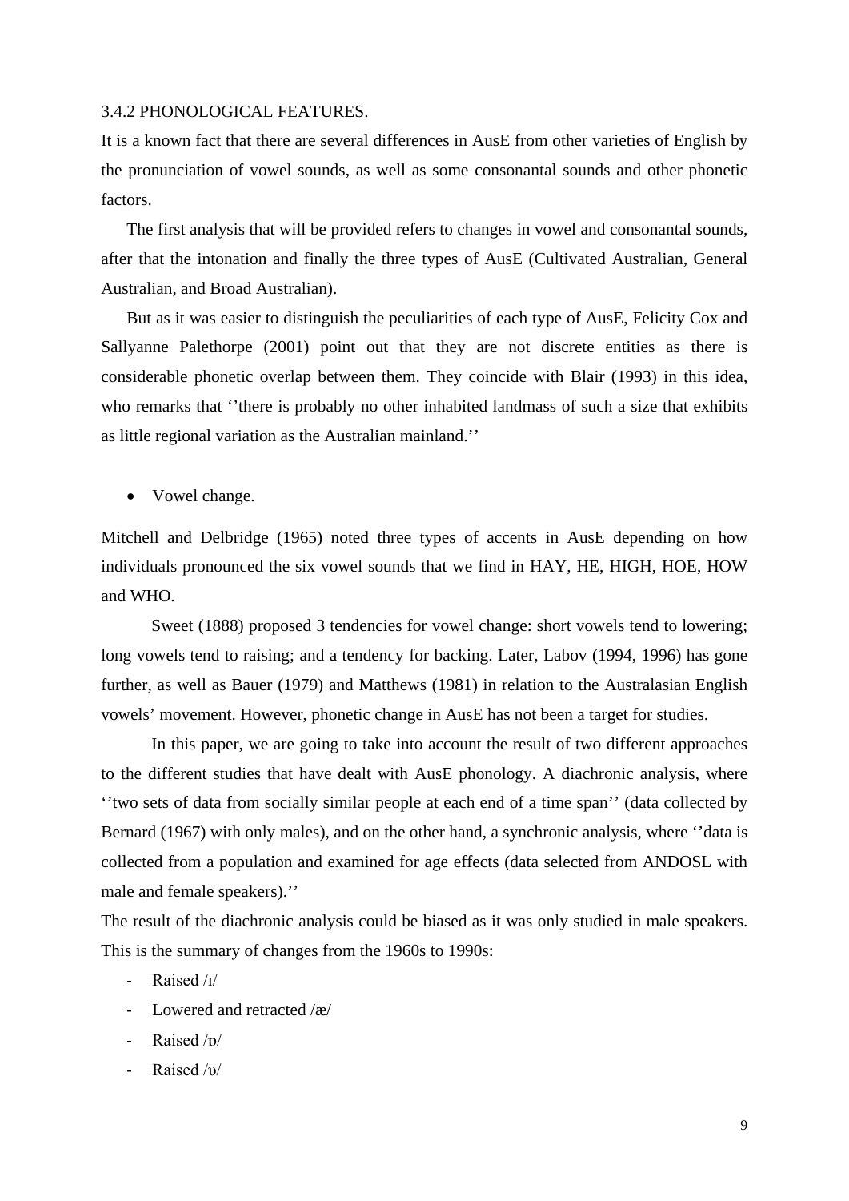### 3.4.2 PHONOLOGICAL FEATURES.

It is a known fact that there are several differences in AusE from other varieties of English by the pronunciation of vowel sounds, as well as some consonantal sounds and other phonetic factors.

The first analysis that will be provided refers to changes in vowel and consonantal sounds, after that the intonation and finally the three types of AusE (Cultivated Australian, General Australian, and Broad Australian).

But as it was easier to distinguish the peculiarities of each type of AusE, Felicity Cox and Sallyanne Palethorpe (2001) point out that they are not discrete entities as there is considerable phonetic overlap between them. They coincide with Blair (1993) in this idea, who remarks that ''there is probably no other inhabited landmass of such a size that exhibits as little regional variation as the Australian mainland.''

- Vowel change.

Mitchell and Delbridge (1965) noted three types of accents in AusE depending on how individuals pronounced the six vowel sounds that we find in HAY, HE, HIGH, HOE, HOW and WHO.

Sweet (1888) proposed 3 tendencies for vowel change: short vowels tend to lowering; long vowels tend to raising; and a tendency for backing. Later, Labov (1994, 1996) has gone further, as well as Bauer (1979) and Matthews (1981) in relation to the Australasian English vowels' movement. However, phonetic change in AusE has not been a target for studies.

In this paper, we are going to take into account the result of two different approaches to the different studies that have dealt with AusE phonology. A diachronic analysis, where ''two sets of data from socially similar people at each end of a time span'' (data collected by Bernard (1967) with only males), and on the other hand, a synchronic analysis, where ''data is collected from a population and examined for age effects (data selected from ANDOSL with male and female speakers).''

The result of the diachronic analysis could be biased as it was only studied in male speakers. This is the summary of changes from the 1960s to 1990s:

- Raised /ɪ/
- Lowered and retracted /æ/
- Raised /ɒ/
- Raised /ʊ/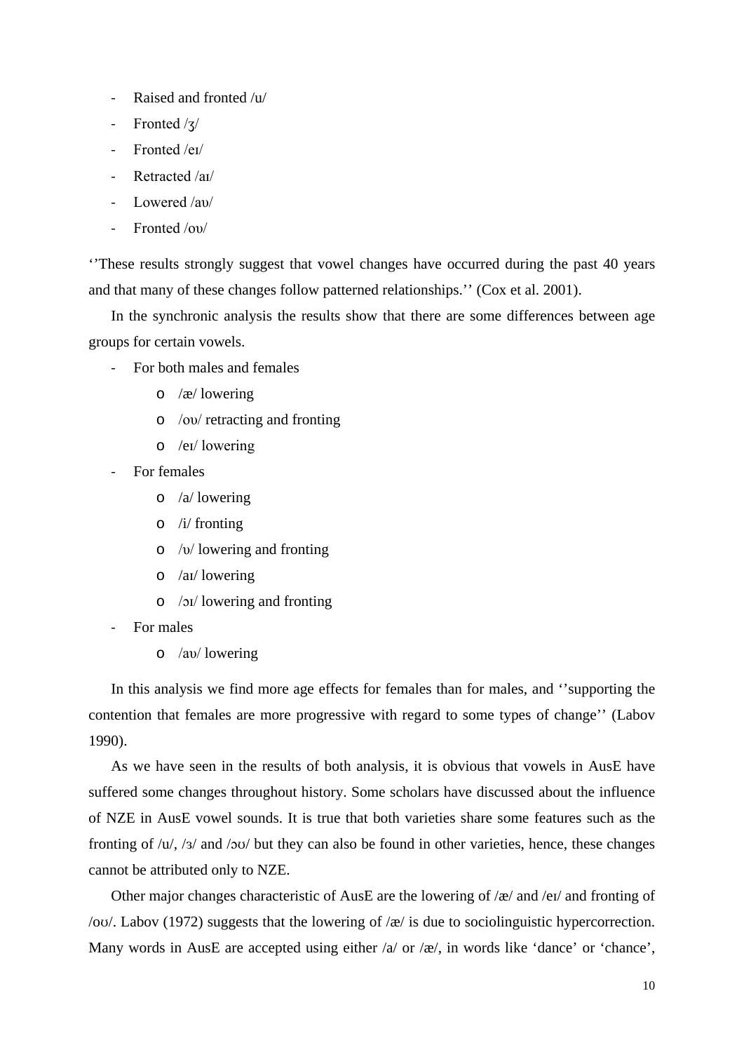- Raised and fronted /u/
- Fronted /ʒ/
- Fronted /eɪ/
- Retracted /aɪ/
- Lowered /aʊ/
- Fronted /oʊ/

‘’These results strongly suggest that vowel changes have occurred during the past 40 years and that many of these changes follow patterned relationships.’’ (Cox et al. 2001).

In the synchronic analysis the results show that there are some differences between age groups for certain vowels.

- For both males and females
    - /æ/ lowering
    - /oʊ/ retracting and fronting
    - /eɪ/ lowering
- For females
    - /a/ lowering
    - /i/ fronting
    - /ʊ/ lowering and fronting
    - /aɪ/ lowering
    - /ɔɪ/ lowering and fronting
- For males
    - /aʊ/ lowering

In this analysis we find more age effects for females than for males, and ‘’supporting the contention that females are more progressive with regard to some types of change’’ (Labov 1990).

As we have seen in the results of both analysis, it is obvious that vowels in AusE have suffered some changes throughout history. Some scholars have discussed about the influence of NZE in AusE vowel sounds. It is true that both varieties share some features such as the fronting of /u/, /ɜ/ and /ɔʊ/ but they can also be found in other varieties, hence, these changes cannot be attributed only to NZE.

Other major changes characteristic of AusE are the lowering of /æ/ and /eɪ/ and fronting of /oʊ/. Labov (1972) suggests that the lowering of /æ/ is due to sociolinguistic hypercorrection. Many words in AusE are accepted using either /a/ or /æ/, in words like ‘dance’ or ‘chance’,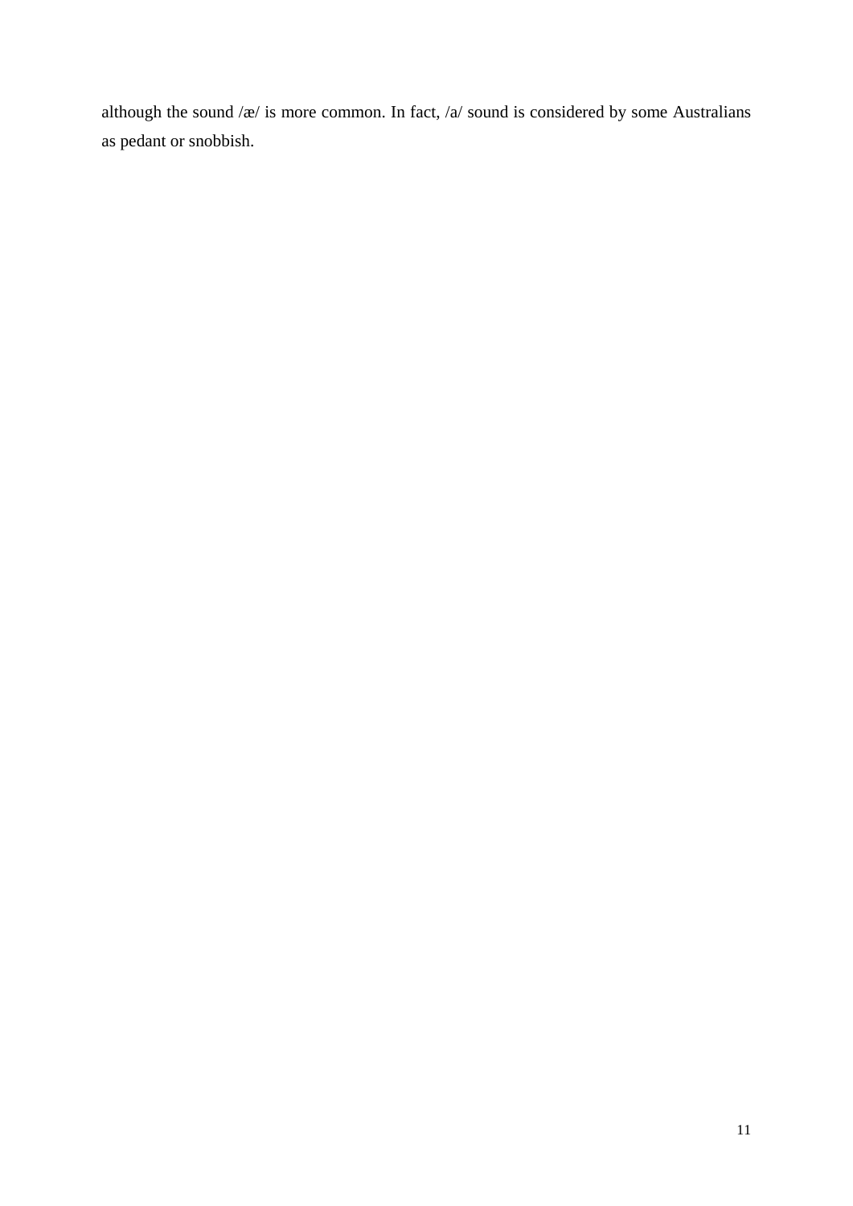although the sound /æ/ is more common. In fact, /a/ sound is considered by some Australians as pedant or snobbish.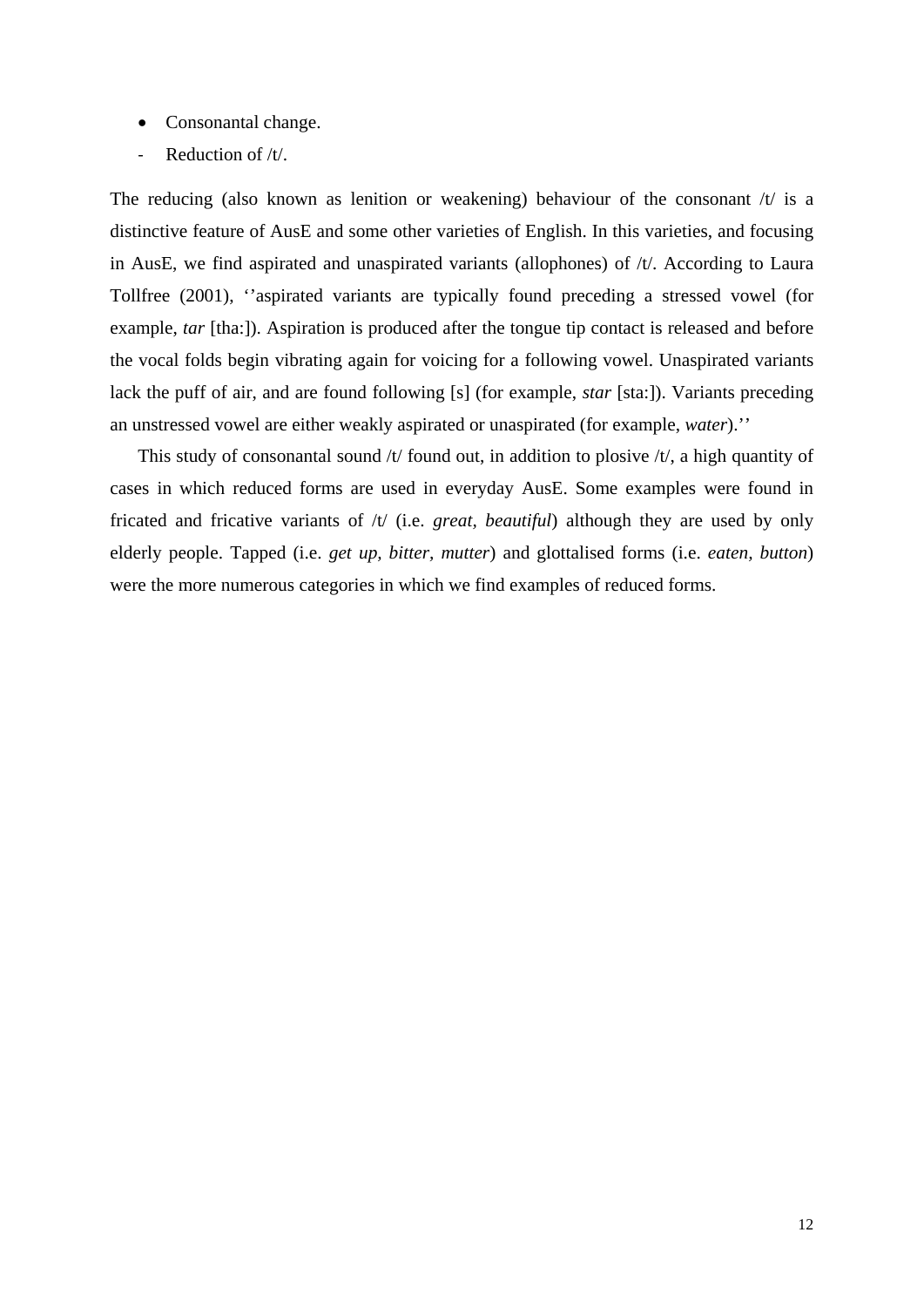- Consonantal change.

- Reduction of /t/.

The reducing (also known as lenition or weakening) behaviour of the consonant /t/ is a distinctive feature of AusE and some other varieties of English. In this varieties, and focusing in AusE, we find aspirated and unaspirated variants (allophones) of /t/. According to Laura Tollfree (2001), ''aspirated variants are typically found preceding a stressed vowel (for example, *tar* [tha:]). Aspiration is produced after the tongue tip contact is released and before the vocal folds begin vibrating again for voicing for a following vowel. Unaspirated variants lack the puff of air, and are found following [s] (for example, *star* [sta:]). Variants preceding an unstressed vowel are either weakly aspirated or unaspirated (for example, *water*).''

This study of consonantal sound /t/ found out, in addition to plosive /t/, a high quantity of cases in which reduced forms are used in everyday AusE. Some examples were found in fricated and fricative variants of /t/ (i.e. *great, beautiful*) although they are used by only elderly people. Tapped (i.e. *get up, bitter, mutter*) and glottalised forms (i.e. *eaten, button*) were the more numerous categories in which we find examples of reduced forms.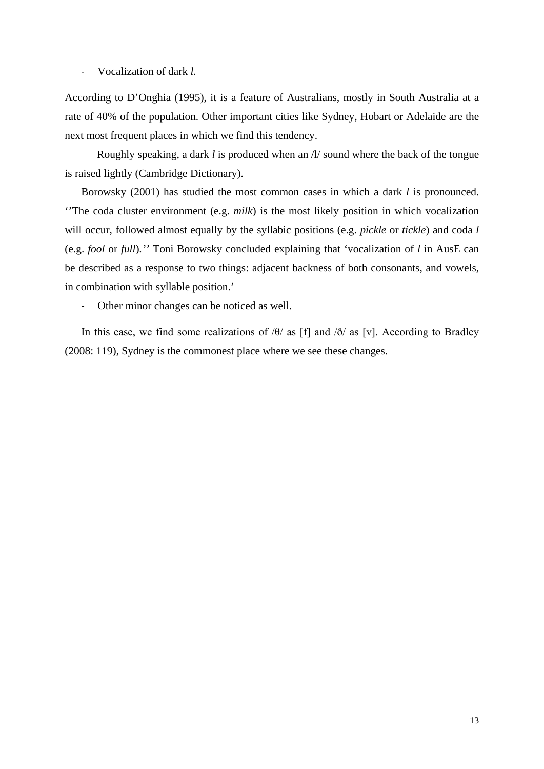- Vocalization of dark *l*.

According to D'Onghia (1995), it is a feature of Australians, mostly in South Australia at a rate of 40% of the population. Other important cities like Sydney, Hobart or Adelaide are the next most frequent places in which we find this tendency.

Roughly speaking, a dark *l* is produced when an /l/ sound where the back of the tongue is raised lightly (Cambridge Dictionary).

Borowsky (2001) has studied the most common cases in which a dark *l* is pronounced. ''The coda cluster environment (e.g. *milk*) is the most likely position in which vocalization will occur, followed almost equally by the syllabic positions (e.g. *pickle* or *tickle*) and coda *l* (e.g. *fool* or *full*).'' Toni Borowsky concluded explaining that 'vocalization of *l* in AusE can be described as a response to two things: adjacent backness of both consonants, and vowels, in combination with syllable position.'

- Other minor changes can be noticed as well.

In this case, we find some realizations of /θ/ as [f] and /ð/ as [v]. According to Bradley (2008: 119), Sydney is the commonest place where we see these changes.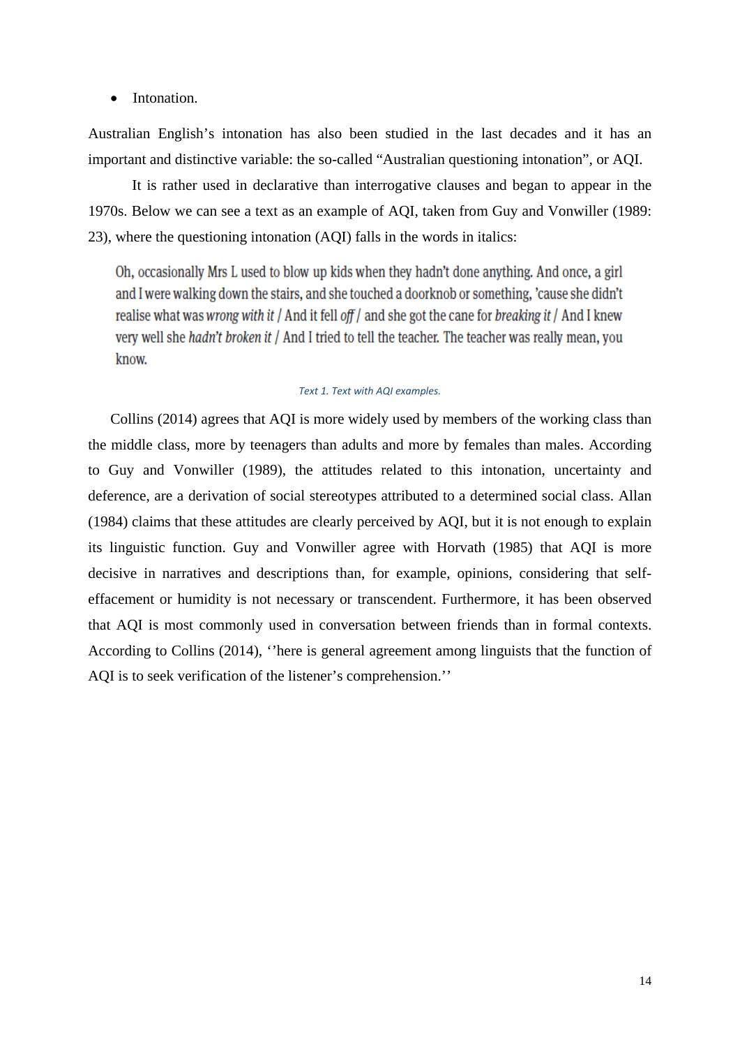- Intonation.

Australian English's intonation has also been studied in the last decades and it has an important and distinctive variable: the so-called "Australian questioning intonation", or AQI.

It is rather used in declarative than interrogative clauses and began to appear in the 1970s. Below we can see a text as an example of AQI, taken from Guy and Vonwiller (1989: 23), where the questioning intonation (AQI) falls in the words in italics:

> Oh, occasionally Mrs L used to blow up kids when they hadn't done anything. And once, a girl and I were walking down the stairs, and she touched a doorknob or something, 'cause she didn't realise what was *wrong with it* / And it fell *off* / and she got the cane for *breaking it* / And I knew very well she *hadn't broken it* / And I tried to tell the teacher. The teacher was really mean, you know.

*Text 1. Text with AQI examples.*

Collins (2014) agrees that AQI is more widely used by members of the working class than the middle class, more by teenagers than adults and more by females than males. According to Guy and Vonwiller (1989), the attitudes related to this intonation, uncertainty and deference, are a derivation of social stereotypes attributed to a determined social class. Allan (1984) claims that these attitudes are clearly perceived by AQI, but it is not enough to explain its linguistic function. Guy and Vonwiller agree with Horvath (1985) that AQI is more decisive in narratives and descriptions than, for example, opinions, considering that self-effacement or humidity is not necessary or transcendent. Furthermore, it has been observed that AQI is most commonly used in conversation between friends than in formal contexts. According to Collins (2014), ''here is general agreement among linguists that the function of AQI is to seek verification of the listener's comprehension.''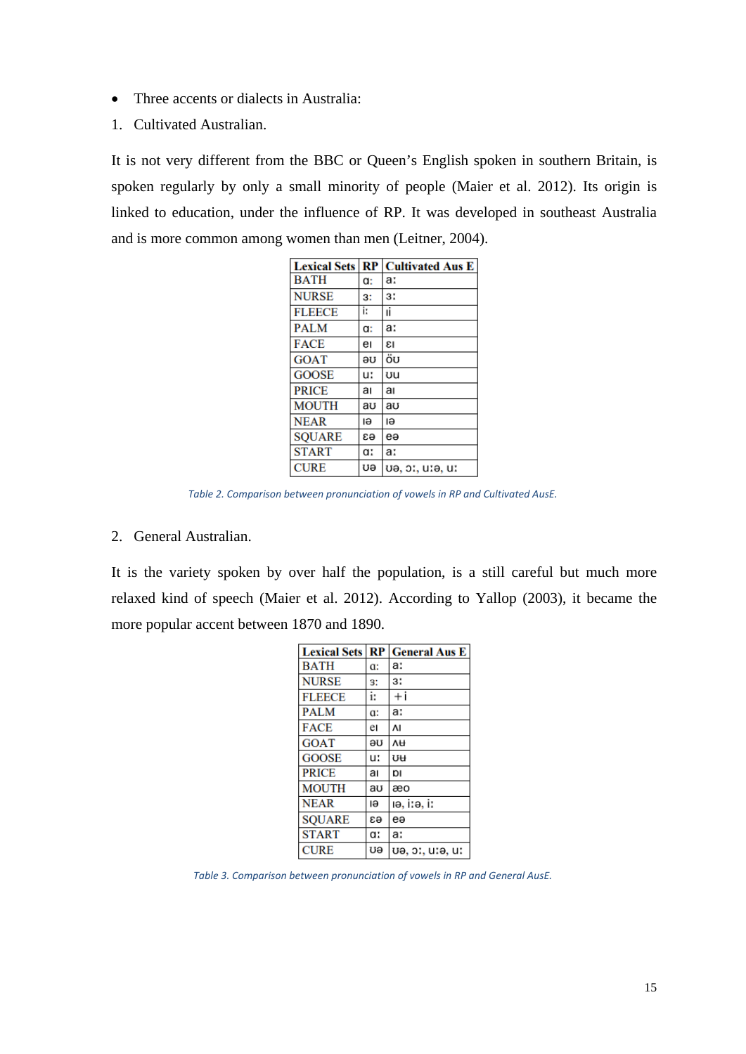- Three accents or dialects in Australia:

1. Cultivated Australian.

It is not very different from the BBC or Queen's English spoken in southern Britain, is spoken regularly by only a small minority of people (Maier et al. 2012). Its origin is linked to education, under the influence of RP. It was developed in southeast Australia and is more common among women than men (Leitner, 2004).

| Lexical Sets | RP | Cultivated Aus E |
|---|---|---|
| BATH | ɑ: | a: |
| NURSE | 3: | 3: |
| FLEECE | i: | ii |
| PALM | ɑ: | a: |
| FACE | eɪ | ɛɪ |
| GOAT | əʊ | öʊ |
| GOOSE | u: | ʊu |
| PRICE | aɪ | aɪ |
| MOUTH | aʊ | aʊ |
| NEAR | ɪə | ɪə |
| SQUARE | ɛə | eə |
| START | ɑ: | a: |
| CURE | ʊə | ʊə, ɔ:, u:ə, u: |

Table 2. Comparison between pronunciation of vowels in RP and Cultivated AusE.

2. General Australian.

It is the variety spoken by over half the population, is a still careful but much more relaxed kind of speech (Maier et al. 2012). According to Yallop (2003), it became the more popular accent between 1870 and 1890.

| Lexical Sets | RP | General Aus E |
|---|---|---|
| BATH | ɑ: | a: |
| NURSE | 3: | 3: |
| FLEECE | i: | +i |
| PALM | ɑ: | a: |
| FACE | eɪ | ʌɪ |
| GOAT | əʊ | ʌʉ |
| GOOSE | u: | ʊʉ |
| PRICE | aɪ | ɒɪ |
| MOUTH | aʊ | æo |
| NEAR | ɪə | ɪə, i:ə, i: |
| SQUARE | ɛə | eə |
| START | ɑ: | a: |
| CURE | ʊə | ʊə, ɔ:, u:ə, u: |

Table 3. Comparison between pronunciation of vowels in RP and General AusE.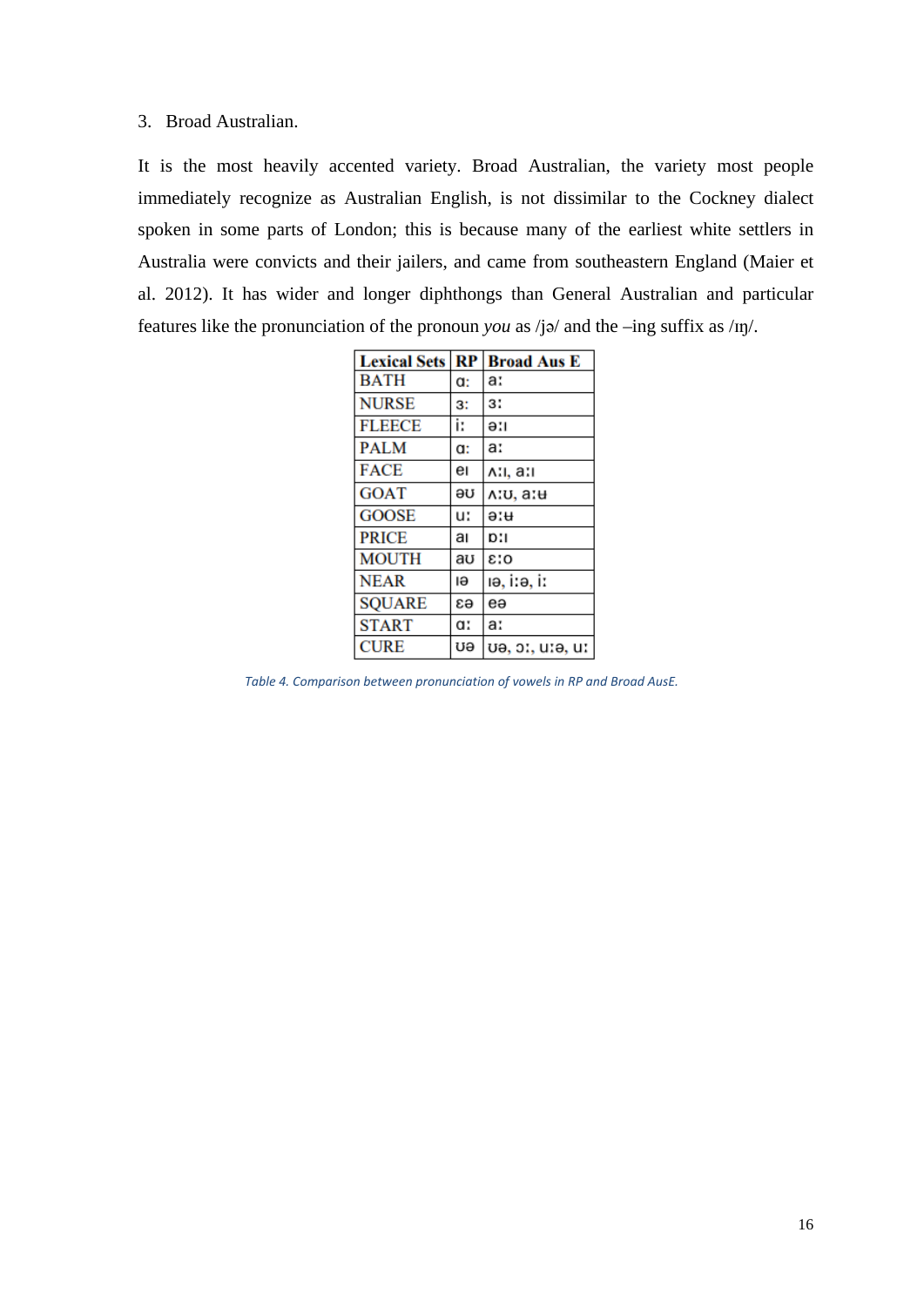3. Broad Australian.

It is the most heavily accented variety. Broad Australian, the variety most people immediately recognize as Australian English, is not dissimilar to the Cockney dialect spoken in some parts of London; this is because many of the earliest white settlers in Australia were convicts and their jailers, and came from southeastern England (Maier et al. 2012). It has wider and longer diphthongs than General Australian and particular features like the pronunciation of the pronoun *you* as /jə/ and the –ing suffix as /ɪŋ/.

| Lexical Sets | RP | Broad Aus E |
|---|---|---|
| BATH | ɑ: | a: |
| NURSE | ɜ: | ɜ: |
| FLEECE | i: | ə:ɪ |
| PALM | ɑ: | a: |
| FACE | eɪ | ʌ:ɪ, a:ɪ |
| GOAT | əʊ | ʌ:ʊ, a:ʉ |
| GOOSE | u: | ə:ʉ |
| PRICE | aɪ | ɒ:ɪ |
| MOUTH | aʊ | ɛ:o |
| NEAR | ɪə | ɪə, i:ə, i: |
| SQUARE | ɛə | eə |
| START | ɑ: | a: |
| CURE | ʊə | ʊə, ɔ:, u:ə, u: |

Table 4. Comparison between pronunciation of vowels in RP and Broad AusE.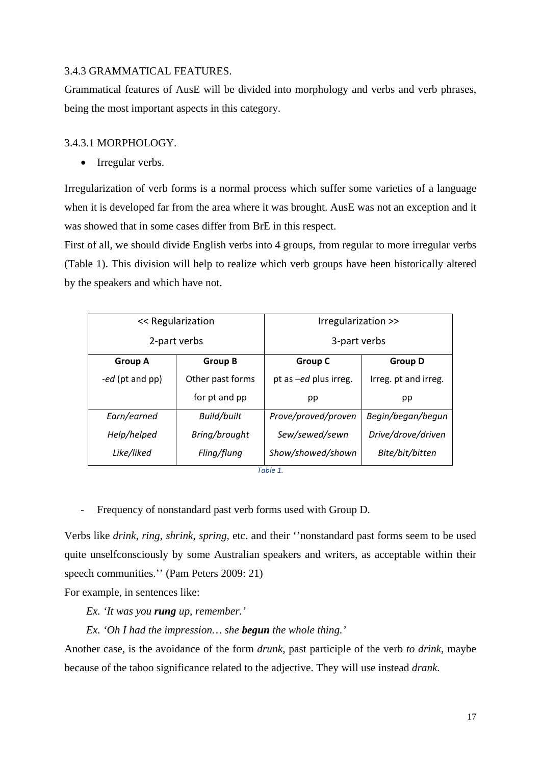### 3.4.3 GRAMMATICAL FEATURES.

Grammatical features of AusE will be divided into morphology and verbs and verb phrases, being the most important aspects in this category.

#### 3.4.3.1 MORPHOLOGY.

- Irregular verbs.

Irregularization of verb forms is a normal process which suffer some varieties of a language when it is developed far from the area where it was brought. AusE was not an exception and it was showed that in some cases differ from BrE in this respect.

First of all, we should divide English verbs into 4 groups, from regular to more irregular verbs (Table 1). This division will help to realize which verb groups have been historically altered by the speakers and which have not.

| << Regularization 2-part verbs | | Irregularization >> 3-part verbs | |
|---|---|---|---|
| **Group A** -*ed* (pt and pp) | **Group B** Other past forms for pt and pp | **Group C** pt as –*ed* plus irreg. pp | **Group D** Irreg. pt and irreg. pp |
| *Earn/earned* | *Build/built* | *Prove/proved/proven* | *Begin/began/begun* |
| *Help/helped* | *Bring/brought* | *Sew/sewed/sewn* | *Drive/drove/driven* |
| *Like/liked* | *Fling/flung* | *Show/showed/shown* | *Bite/bit/bitten* |

*Table 1.*

- Frequency of nonstandard past verb forms used with Group D.

Verbs like *drink, ring, shrink, spring,* etc. and their ‘’nonstandard past forms seem to be used quite unselfconsciously by some Australian speakers and writers, as acceptable within their speech communities.’’ (Pam Peters 2009: 21)

For example, in sentences like:

*Ex. ‘It was you **rung** up, remember.’*

*Ex. ‘Oh I had the impression… she **begun** the whole thing.’*

Another case, is the avoidance of the form *drunk*, past participle of the verb *to drink*, maybe because of the taboo significance related to the adjective. They will use instead *drank.*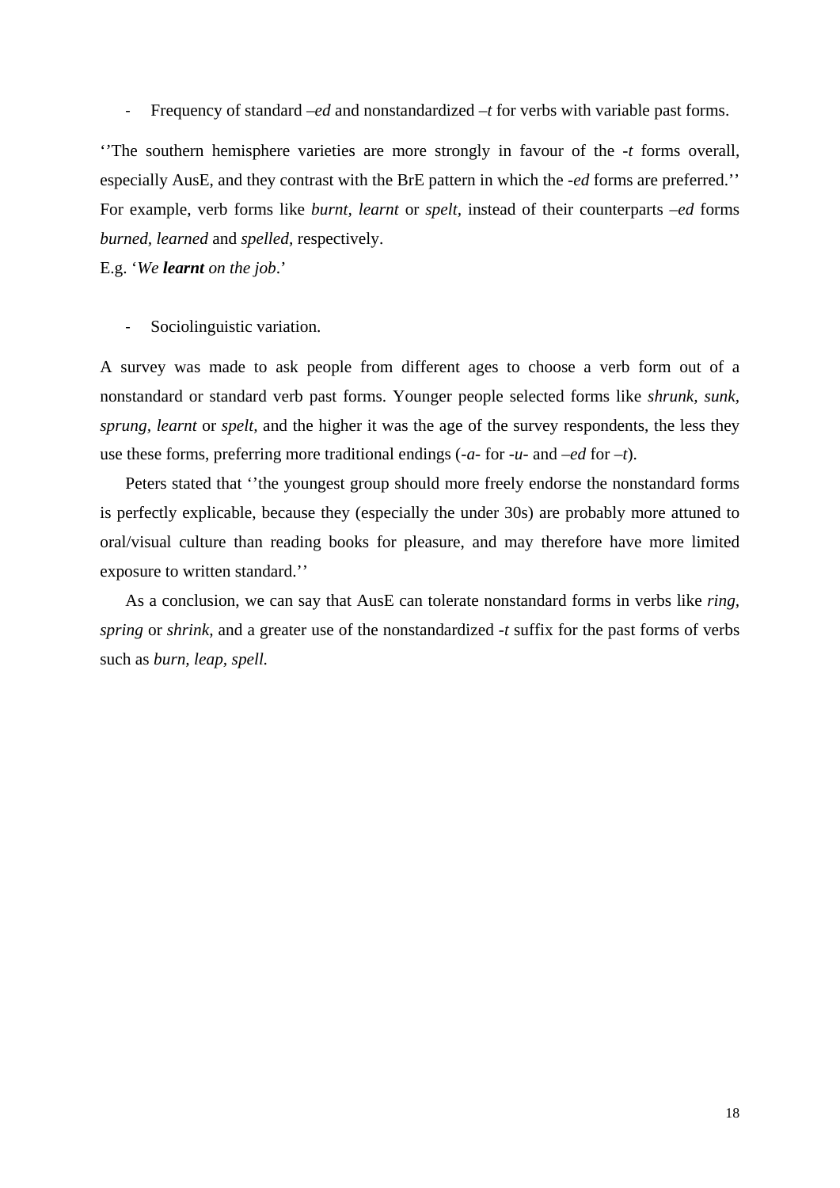- Frequency of standard –*ed* and nonstandardized –*t* for verbs with variable past forms.

‘’The southern hemisphere varieties are more strongly in favour of the -*t* forms overall, especially AusE, and they contrast with the BrE pattern in which the -*ed* forms are preferred.’’ For example, verb forms like *burnt*, *learnt* or *spelt*, instead of their counterparts –*ed* forms *burned*, *learned* and *spelled*, respectively.
E.g. ‘*We **learnt** on the job*.’

- Sociolinguistic variation.

A survey was made to ask people from different ages to choose a verb form out of a nonstandard or standard verb past forms. Younger people selected forms like *shrunk*, *sunk*, *sprung*, *learnt* or *spelt*, and the higher it was the age of the survey respondents, the less they use these forms, preferring more traditional endings (-*a*- for -*u*- and –*ed* for –*t*).

Peters stated that ‘’the youngest group should more freely endorse the nonstandard forms is perfectly explicable, because they (especially the under 30s) are probably more attuned to oral/visual culture than reading books for pleasure, and may therefore have more limited exposure to written standard.’’

As a conclusion, we can say that AusE can tolerate nonstandard forms in verbs like *ring*, *spring* or *shrink*, and a greater use of the nonstandardized -*t* suffix for the past forms of verbs such as *burn*, *leap*, *spell*.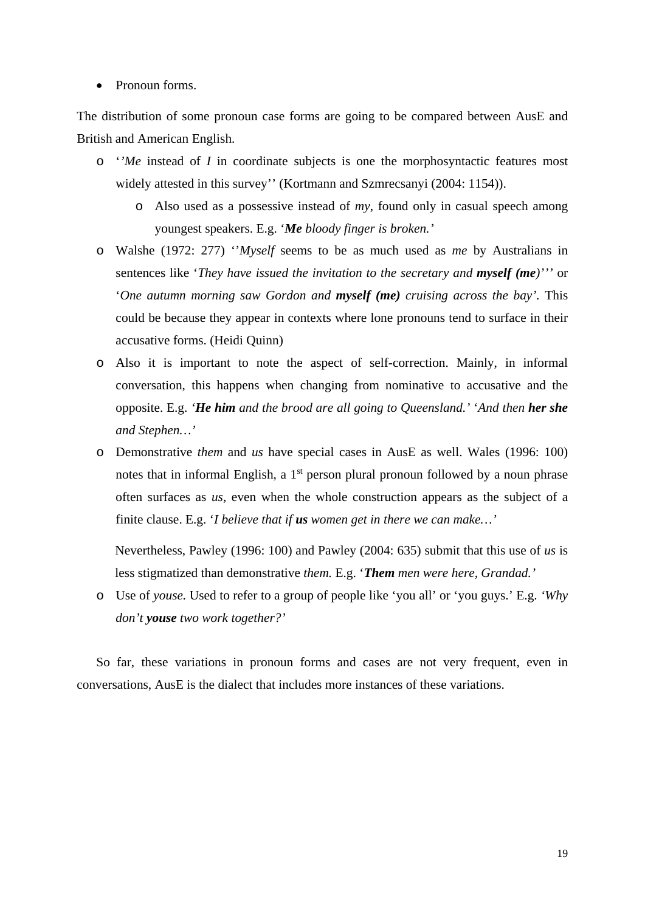- Pronoun forms.

The distribution of some pronoun case forms are going to be compared between AusE and British and American English.

  - ‘’*Me* instead of *I* in coordinate subjects is one the morphosyntactic features most widely attested in this survey’’ (Kortmann and Szmrecsanyi (2004: 1154)).
    - Also used as a possessive instead of *my*, found only in casual speech among youngest speakers. E.g. ‘***Me** bloody finger is broken.*’
  - Walshe (1972: 277) ‘’*Myself* seems to be as much used as *me* by Australians in sentences like ‘*They have issued the invitation to the secretary and **myself (me)**’’*’ or ‘*One autumn morning saw Gordon and **myself (me)** cruising across the bay*’. This could be because they appear in contexts where lone pronouns tend to surface in their accusative forms. (Heidi Quinn)
  - Also it is important to note the aspect of self-correction. Mainly, in informal conversation, this happens when changing from nominative to accusative and the opposite. E.g. ‘***He him** and the brood are all going to Queensland.*’ ‘*And then **her she** and Stephen…*’
  - Demonstrative *them* and *us* have special cases in AusE as well. Wales (1996: 100) notes that in informal English, a 1st person plural pronoun followed by a noun phrase often surfaces as *us*, even when the whole construction appears as the subject of a finite clause. E.g. ‘*I believe that if **us** women get in there we can make…*’

    Nevertheless, Pawley (1996: 100) and Pawley (2004: 635) submit that this use of *us* is less stigmatized than demonstrative *them.* E.g. ‘***Them** men were here, Grandad.*’
  - Use of *youse.* Used to refer to a group of people like ‘you all’ or ‘you guys.’ E.g. ‘*Why don’t **youse** two work together?*’

So far, these variations in pronoun forms and cases are not very frequent, even in conversations, AusE is the dialect that includes more instances of these variations.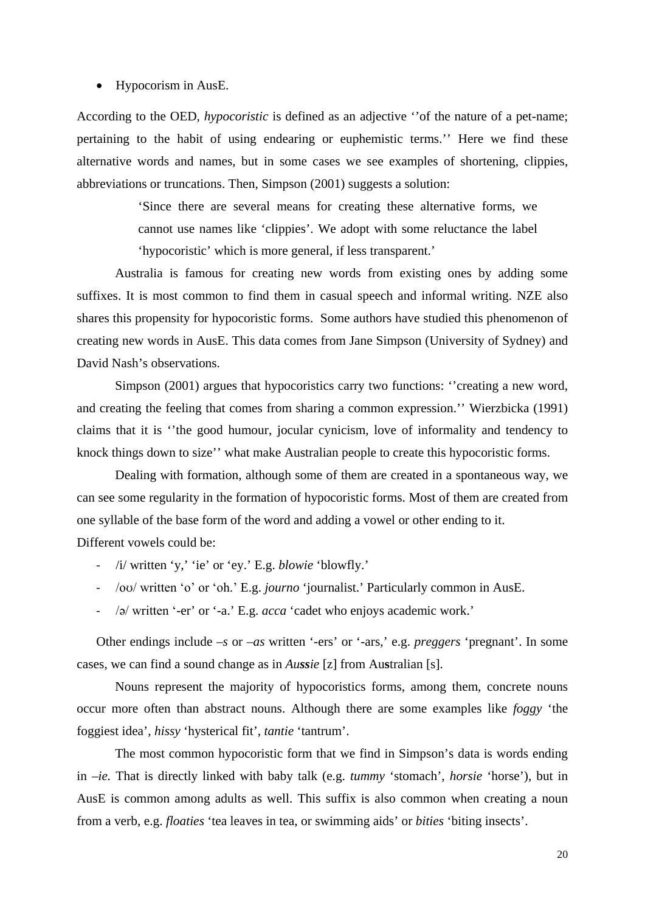- Hypocorism in AusE.

According to the OED, *hypocoristic* is defined as an adjective ‘’of the nature of a pet-name; pertaining to the habit of using endearing or euphemistic terms.’’ Here we find these alternative words and names, but in some cases we see examples of shortening, clippies, abbreviations or truncations. Then, Simpson (2001) suggests a solution:

> ‘Since there are several means for creating these alternative forms, we cannot use names like ‘clippies’. We adopt with some reluctance the label ‘hypocoristic’ which is more general, if less transparent.’

Australia is famous for creating new words from existing ones by adding some suffixes. It is most common to find them in casual speech and informal writing. NZE also shares this propensity for hypocoristic forms. Some authors have studied this phenomenon of creating new words in AusE. This data comes from Jane Simpson (University of Sydney) and David Nash’s observations.

Simpson (2001) argues that hypocoristics carry two functions: ‘’creating a new word, and creating the feeling that comes from sharing a common expression.’’ Wierzbicka (1991) claims that it is ‘’the good humour, jocular cynicism, love of informality and tendency to knock things down to size’’ what make Australian people to create this hypocoristic forms.

Dealing with formation, although some of them are created in a spontaneous way, we can see some regularity in the formation of hypocoristic forms. Most of them are created from one syllable of the base form of the word and adding a vowel or other ending to it.
Different vowels could be:

- /i/ written ‘y,’ ‘ie’ or ‘ey.’ E.g. *blowie* ‘blowfly.’
- /oʊ/ written ‘o’ or ‘oh.’ E.g. *journo* ‘journalist.’ Particularly common in AusE.
- /ə/ written ‘-er’ or ‘-a.’ E.g. *acca* ‘cadet who enjoys academic work.’

Other endings include *–s* or *–as* written ‘-ers’ or ‘-ars,’ e.g. *preggers* ‘pregnant’. In some cases, we can find a sound change as in *Au**ss**ie* [z] from Au**s**tralian [s].

Nouns represent the majority of hypocoristics forms, among them, concrete nouns occur more often than abstract nouns. Although there are some examples like *foggy* ‘the foggiest idea’, *hissy* ‘hysterical fit’, *tantie* ‘tantrum’.

The most common hypocoristic form that we find in Simpson’s data is words ending in *–ie.* That is directly linked with baby talk (e.g. *tummy* ‘stomach’, *horsie* ‘horse’), but in AusE is common among adults as well. This suffix is also common when creating a noun from a verb, e.g. *floaties* ‘tea leaves in tea, or swimming aids’ or *bities* ‘biting insects’.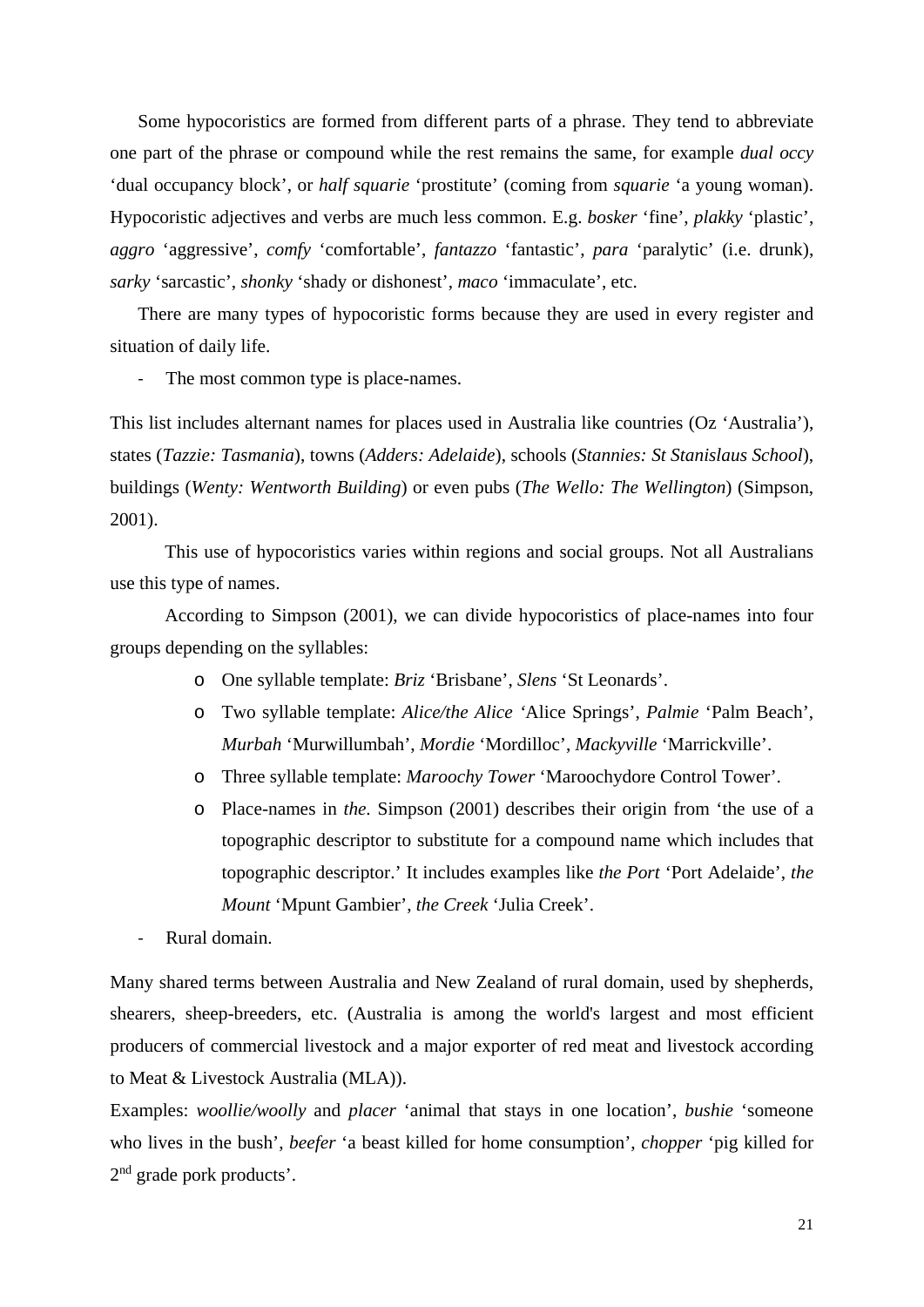Some hypocoristics are formed from different parts of a phrase. They tend to abbreviate one part of the phrase or compound while the rest remains the same, for example *dual occy* ‘dual occupancy block’, or *half squarie* ‘prostitute’ (coming from *squarie* ‘a young woman). Hypocoristic adjectives and verbs are much less common. E.g. *bosker* ‘fine’, *plakky* ‘plastic’, *aggro* ‘aggressive’, *comfy* ‘comfortable’, *fantazzo* ‘fantastic’, *para* ‘paralytic’ (i.e. drunk), *sarky* ‘sarcastic’, *shonky* ‘shady or dishonest’, *maco* ‘immaculate’, etc.

There are many types of hypocoristic forms because they are used in every register and situation of daily life.

- The most common type is place-names.

This list includes alternant names for places used in Australia like countries (Oz ‘Australia’), states (*Tazzie: Tasmania*), towns (*Adders: Adelaide*), schools (*Stannies: St Stanislaus School*), buildings (*Wenty: Wentworth Building*) or even pubs (*The Wello: The Wellington*) (Simpson, 2001).

This use of hypocoristics varies within regions and social groups. Not all Australians use this type of names.

According to Simpson (2001), we can divide hypocoristics of place-names into four groups depending on the syllables:

- One syllable template: *Briz* ‘Brisbane’, *Slens* ‘St Leonards’.
- Two syllable template: *Alice/the Alice* ‘Alice Springs’, *Palmie* ‘Palm Beach’, *Murbah* ‘Murwillumbah’, *Mordie* ‘Mordilloc’, *Mackyville* ‘Marrickville’.
- Three syllable template: *Maroochy Tower* ‘Maroochydore Control Tower’.
- Place-names in *the.* Simpson (2001) describes their origin from ‘the use of a topographic descriptor to substitute for a compound name which includes that topographic descriptor.’ It includes examples like *the Port* ‘Port Adelaide’, *the Mount* ‘Mpunt Gambier’, *the Creek* ‘Julia Creek’.

- Rural domain.

Many shared terms between Australia and New Zealand of rural domain, used by shepherds, shearers, sheep-breeders, etc. (Australia is among the world's largest and most efficient producers of commercial livestock and a major exporter of red meat and livestock according to Meat & Livestock Australia (MLA)).

Examples: *woollie/woolly* and *placer* ‘animal that stays in one location’, *bushie* ‘someone who lives in the bush’, *beefer* ‘a beast killed for home consumption’, *chopper* ‘pig killed for 2nd grade pork products’.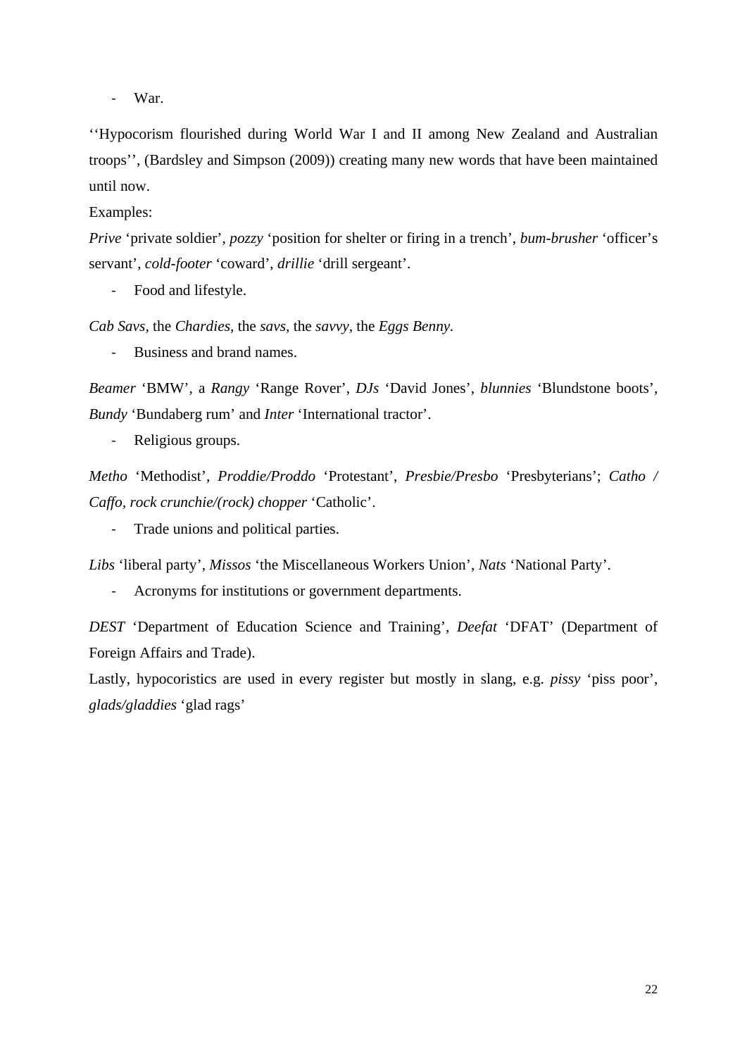- War.

''Hypocorism flourished during World War I and II among New Zealand and Australian troops'', (Bardsley and Simpson (2009)) creating many new words that have been maintained until now.

Examples:

*Prive* 'private soldier', *pozzy* 'position for shelter or firing in a trench', *bum-brusher* 'officer's servant', *cold-footer* 'coward', *drillie* 'drill sergeant'.

- Food and lifestyle.

*Cab Savs*, the *Chardies*, the *savs*, the *savvy*, the *Eggs Benny*.

- Business and brand names.

*Beamer* 'BMW', a *Rangy* 'Range Rover', *DJs* 'David Jones', *blunnies* 'Blundstone boots', *Bundy* 'Bundaberg rum' and *Inter* 'International tractor'.

- Religious groups.

*Metho* 'Methodist', *Proddie/Proddo* 'Protestant', *Presbie/Presbo* 'Presbyterians'; *Catho / Caffo, rock crunchie/(rock) chopper* 'Catholic'.

- Trade unions and political parties.

*Libs* 'liberal party', *Missos* 'the Miscellaneous Workers Union', *Nats* 'National Party'.

- Acronyms for institutions or government departments.

*DEST* 'Department of Education Science and Training', *Deefat* 'DFAT' (Department of Foreign Affairs and Trade).

Lastly, hypocoristics are used in every register but mostly in slang, e.g. *pissy* 'piss poor', *glads/gladdies* 'glad rags'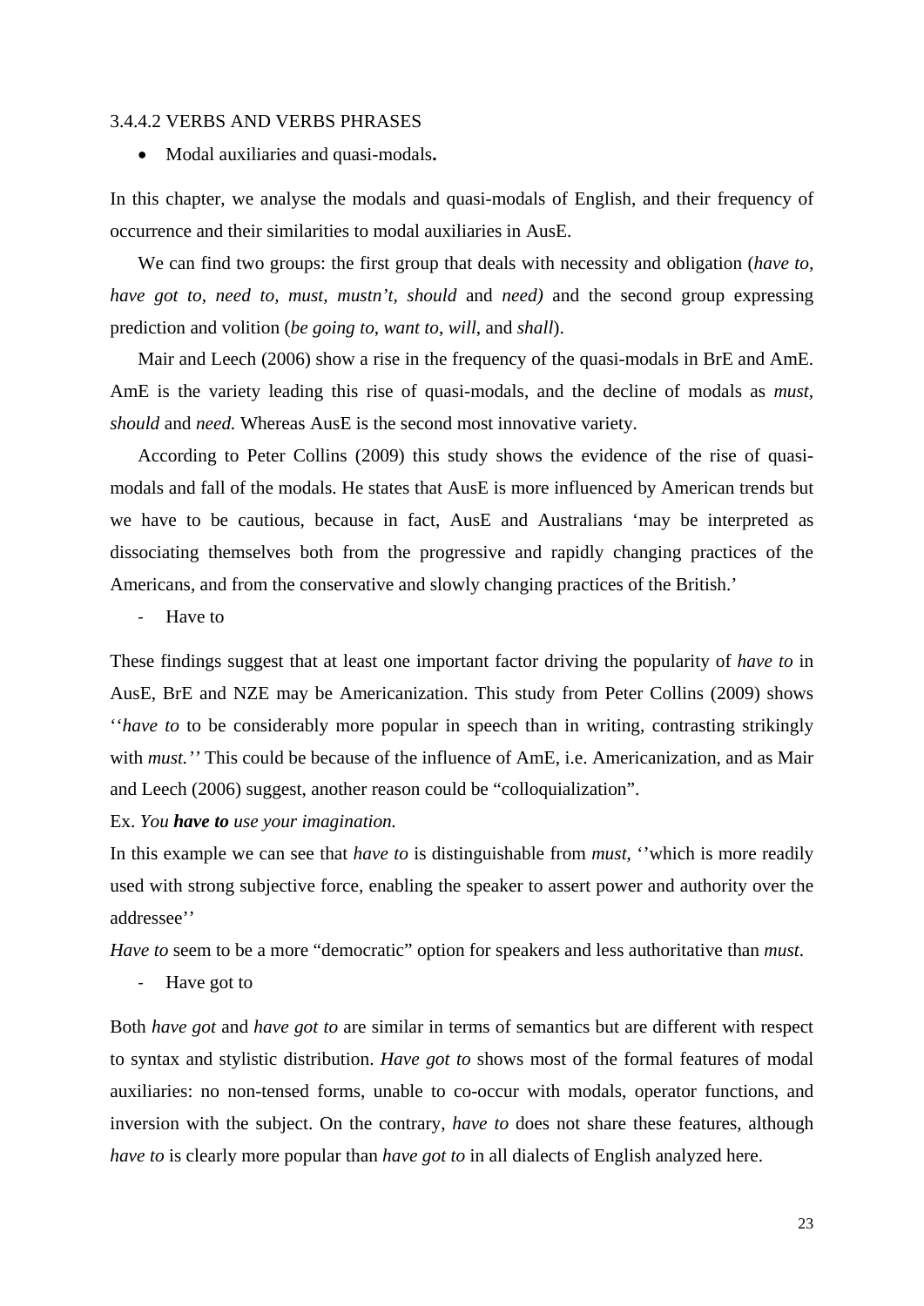### 3.4.4.2 VERBS AND VERBS PHRASES

- Modal auxiliaries and quasi-modals**.**

In this chapter, we analyse the modals and quasi-modals of English, and their frequency of occurrence and their similarities to modal auxiliaries in AusE.

We can find two groups: the first group that deals with necessity and obligation (*have to, have got to, need to, must, mustn't, should* and *need)* and the second group expressing prediction and volition (*be going to, want to, will*, and *shall*).

Mair and Leech (2006) show a rise in the frequency of the quasi-modals in BrE and AmE. AmE is the variety leading this rise of quasi-modals, and the decline of modals as *must, should* and *need.* Whereas AusE is the second most innovative variety.

According to Peter Collins (2009) this study shows the evidence of the rise of quasi-modals and fall of the modals. He states that AusE is more influenced by American trends but we have to be cautious, because in fact, AusE and Australians 'may be interpreted as dissociating themselves both from the progressive and rapidly changing practices of the Americans, and from the conservative and slowly changing practices of the British.'

- Have to

These findings suggest that at least one important factor driving the popularity of *have to* in AusE, BrE and NZE may be Americanization. This study from Peter Collins (2009) shows ''*have to* to be considerably more popular in speech than in writing, contrasting strikingly with *must.''* This could be because of the influence of AmE, i.e. Americanization, and as Mair and Leech (2006) suggest, another reason could be "colloquialization".

Ex. *You **have to** use your imagination.*

In this example we can see that *have to* is distinguishable from *must*, ''which is more readily used with strong subjective force, enabling the speaker to assert power and authority over the addressee''

*Have to* seem to be a more "democratic" option for speakers and less authoritative than *must*.

- Have got to

Both *have got* and *have got to* are similar in terms of semantics but are different with respect to syntax and stylistic distribution. *Have got to* shows most of the formal features of modal auxiliaries: no non-tensed forms, unable to co-occur with modals, operator functions, and inversion with the subject. On the contrary, *have to* does not share these features, although *have to* is clearly more popular than *have got to* in all dialects of English analyzed here.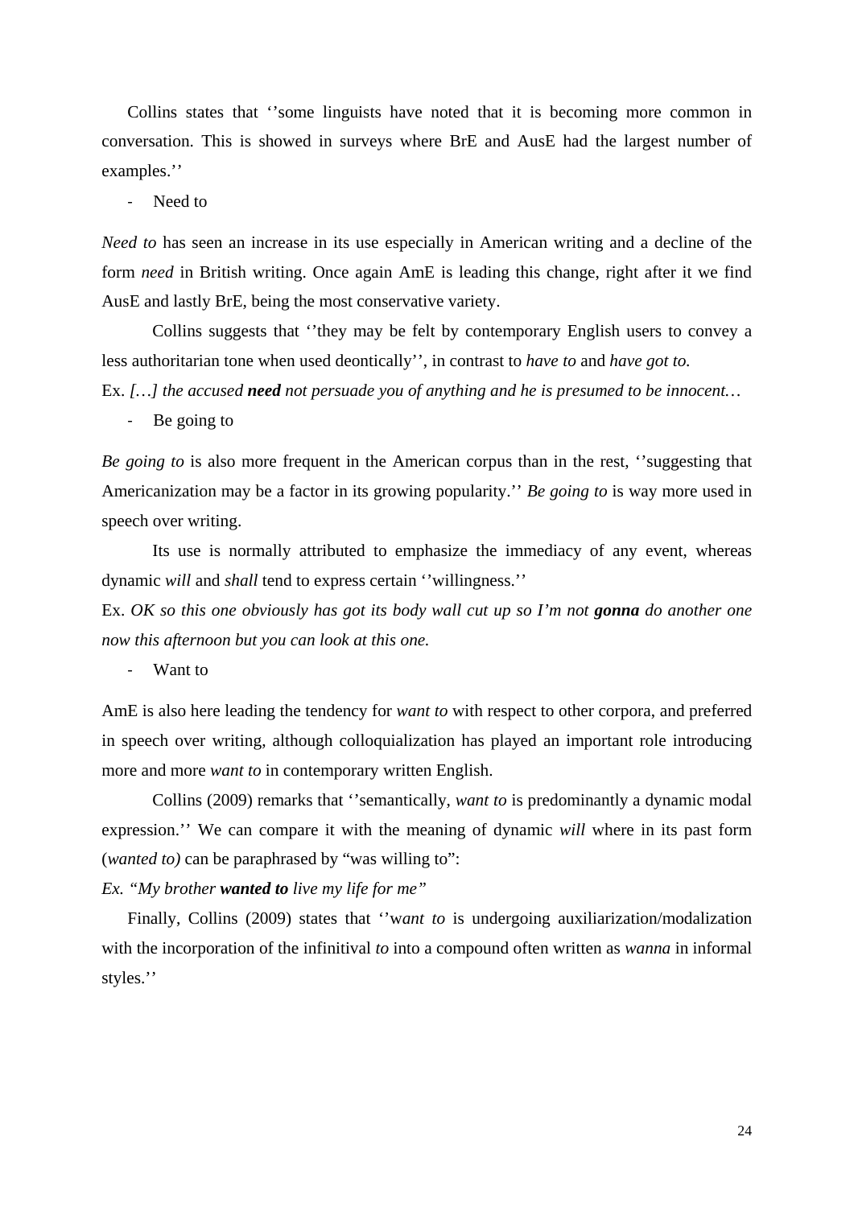Collins states that ''some linguists have noted that it is becoming more common in conversation. This is showed in surveys where BrE and AusE had the largest number of examples.''

- Need to

*Need to* has seen an increase in its use especially in American writing and a decline of the form *need* in British writing. Once again AmE is leading this change, right after it we find AusE and lastly BrE, being the most conservative variety.

Collins suggests that ''they may be felt by contemporary English users to convey a less authoritarian tone when used deontically'', in contrast to *have to* and *have got to.*

Ex. *[…] the accused **need** not persuade you of anything and he is presumed to be innocent…*

- Be going to

*Be going to* is also more frequent in the American corpus than in the rest, ''suggesting that Americanization may be a factor in its growing popularity.'' *Be going to* is way more used in speech over writing.

Its use is normally attributed to emphasize the immediacy of any event, whereas dynamic *will* and *shall* tend to express certain ''willingness.''

Ex. *OK so this one obviously has got its body wall cut up so I'm not **gonna** do another one now this afternoon but you can look at this one.*

- Want to

AmE is also here leading the tendency for *want to* with respect to other corpora, and preferred in speech over writing, although colloquialization has played an important role introducing more and more *want to* in contemporary written English.

Collins (2009) remarks that ''semantically, *want to* is predominantly a dynamic modal expression.'' We can compare it with the meaning of dynamic *will* where in its past form (*wanted to)* can be paraphrased by "was willing to":

*Ex. "My brother **wanted to** live my life for me"*

Finally, Collins (2009) states that ''w*ant to* is undergoing auxiliarization/modalization with the incorporation of the infinitival *to* into a compound often written as *wanna* in informal styles.''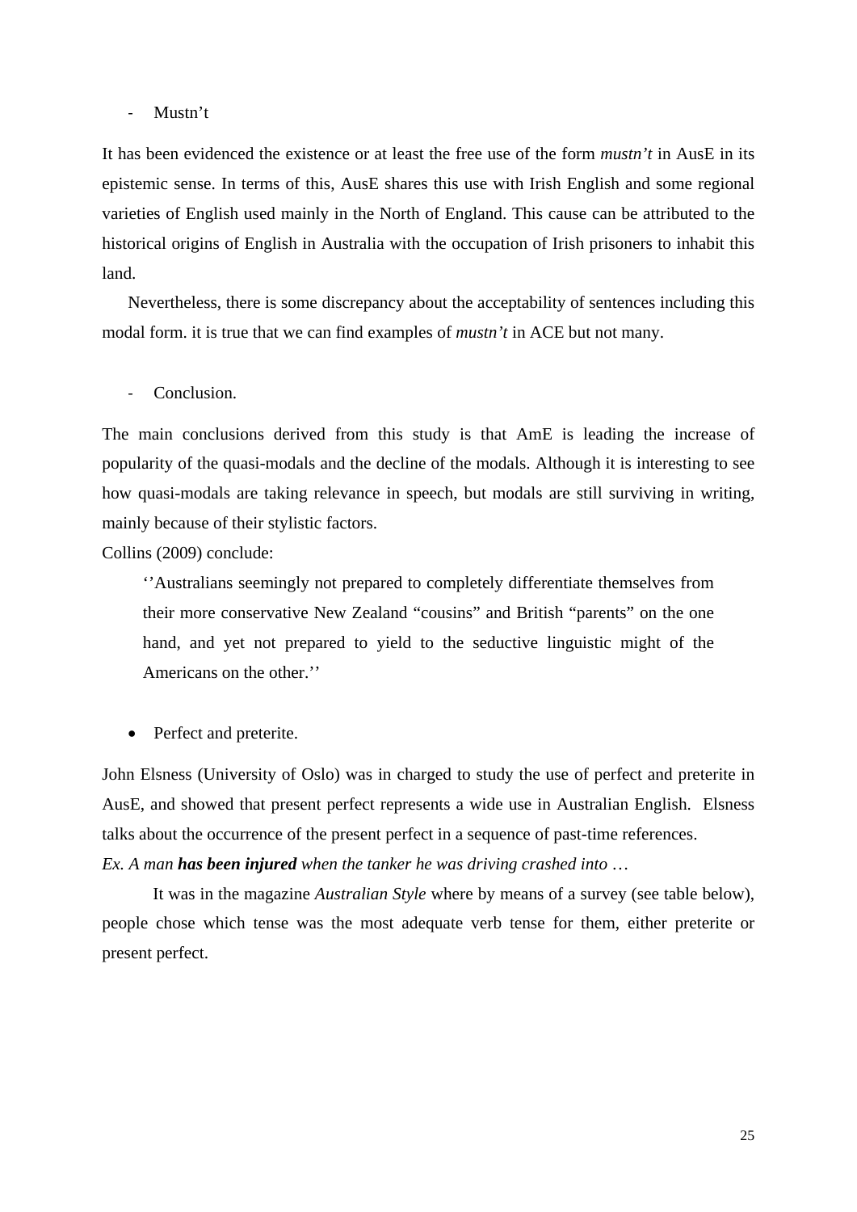- Mustn't

It has been evidenced the existence or at least the free use of the form *mustn't* in AusE in its epistemic sense. In terms of this, AusE shares this use with Irish English and some regional varieties of English used mainly in the North of England. This cause can be attributed to the historical origins of English in Australia with the occupation of Irish prisoners to inhabit this land.

Nevertheless, there is some discrepancy about the acceptability of sentences including this modal form. it is true that we can find examples of *mustn't* in ACE but not many.

- Conclusion.

The main conclusions derived from this study is that AmE is leading the increase of popularity of the quasi-modals and the decline of the modals. Although it is interesting to see how quasi-modals are taking relevance in speech, but modals are still surviving in writing, mainly because of their stylistic factors.

Collins (2009) conclude:

> ''Australians seemingly not prepared to completely differentiate themselves from their more conservative New Zealand "cousins" and British "parents" on the one hand, and yet not prepared to yield to the seductive linguistic might of the Americans on the other.''

- Perfect and preterite.

John Elsness (University of Oslo) was in charged to study the use of perfect and preterite in AusE, and showed that present perfect represents a wide use in Australian English. Elsness talks about the occurrence of the present perfect in a sequence of past-time references.

*Ex. A man* ***has been injured*** *when the tanker he was driving crashed into …*

It was in the magazine *Australian Style* where by means of a survey (see table below), people chose which tense was the most adequate verb tense for them, either preterite or present perfect.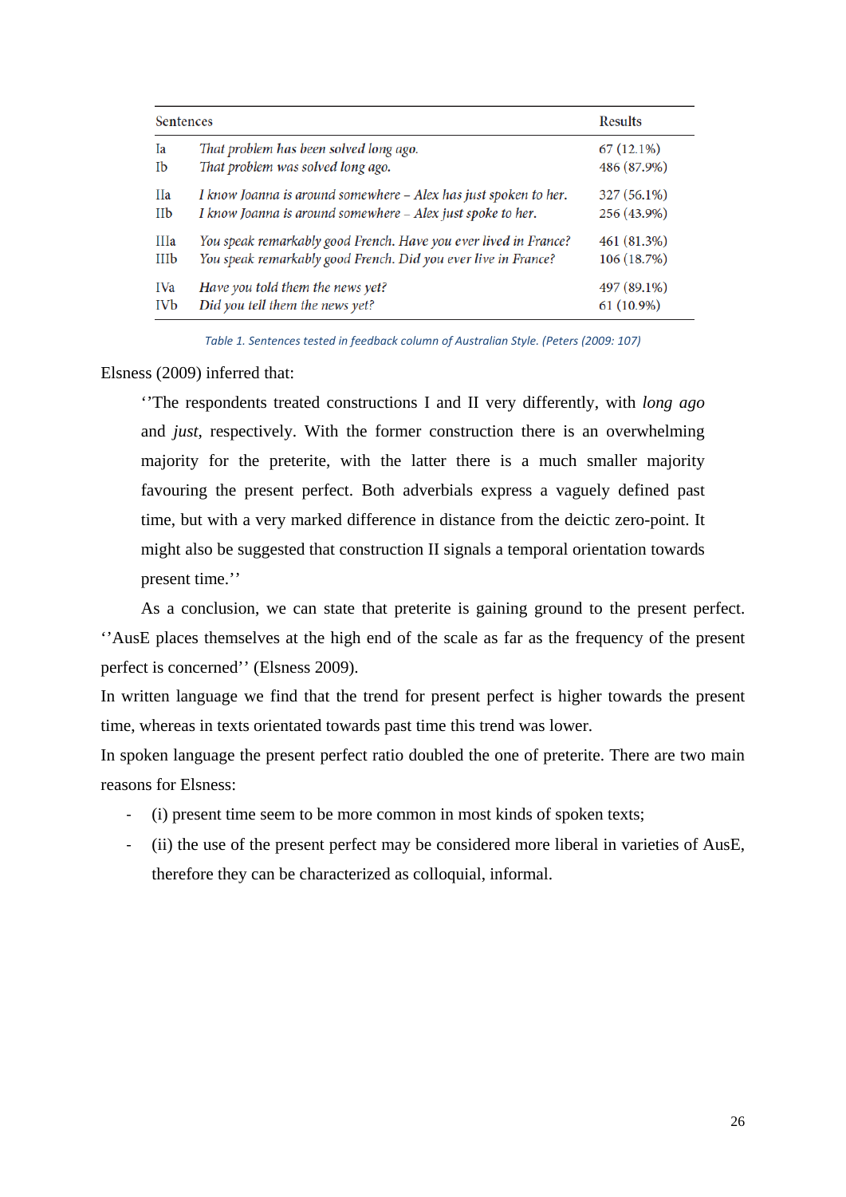| | Sentences | Results |
|---|---|---|
| Ia | *That problem has been solved long ago.* | 67 (12.1%) |
| Ib | *That problem was solved long ago.* | 486 (87.9%) |
| IIa | *I know Joanna is around somewhere – Alex has just spoken to her.* | 327 (56.1%) |
| IIb | *I know Joanna is around somewhere – Alex just spoke to her.* | 256 (43.9%) |
| IIIa | *You speak remarkably good French. Have you ever lived in France?* | 461 (81.3%) |
| IIIb | *You speak remarkably good French. Did you ever live in France?* | 106 (18.7%) |
| IVa | *Have you told them the news yet?* | 497 (89.1%) |
| IVb | *Did you tell them the news yet?* | 61 (10.9%) |

*Table 1. Sentences tested in feedback column of Australian Style. (Peters (2009: 107)*

Elsness (2009) inferred that:

> ‘’The respondents treated constructions I and II very differently, with *long ago* and *just*, respectively. With the former construction there is an overwhelming majority for the preterite, with the latter there is a much smaller majority favouring the present perfect. Both adverbials express a vaguely defined past time, but with a very marked difference in distance from the deictic zero-point. It might also be suggested that construction II signals a temporal orientation towards present time.’’

As a conclusion, we can state that preterite is gaining ground to the present perfect. ‘’AusE places themselves at the high end of the scale as far as the frequency of the present perfect is concerned’’ (Elsness 2009).

In written language we find that the trend for present perfect is higher towards the present time, whereas in texts orientated towards past time this trend was lower.

In spoken language the present perfect ratio doubled the one of preterite. There are two main reasons for Elsness:

- (i) present time seem to be more common in most kinds of spoken texts;
- (ii) the use of the present perfect may be considered more liberal in varieties of AusE, therefore they can be characterized as colloquial, informal.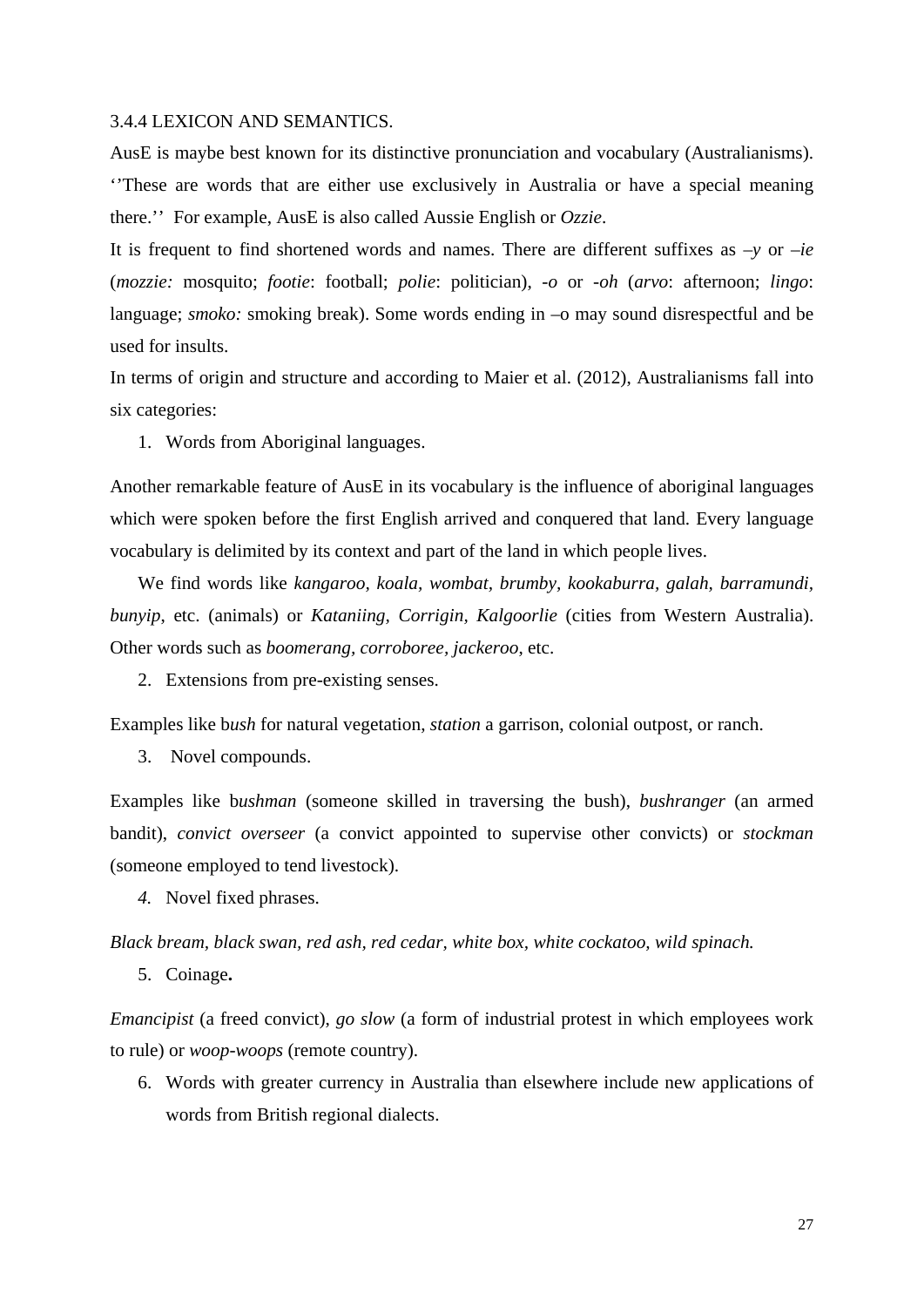### 3.4.4 LEXICON AND SEMANTICS.

AusE is maybe best known for its distinctive pronunciation and vocabulary (Australianisms). ‘’These are words that are either use exclusively in Australia or have a special meaning there.’’ For example, AusE is also called Aussie English or *Ozzie*.

It is frequent to find shortened words and names. There are different suffixes as *–y* or *–ie* (*mozzie:* mosquito; *footie*: football; *polie*: politician), *-o* or *-oh* (*arvo*: afternoon; *lingo*: language; *smoko:* smoking break). Some words ending in –o may sound disrespectful and be used for insults.

In terms of origin and structure and according to Maier et al. (2012), Australianisms fall into six categories:

1. Words from Aboriginal languages.

Another remarkable feature of AusE in its vocabulary is the influence of aboriginal languages which were spoken before the first English arrived and conquered that land. Every language vocabulary is delimited by its context and part of the land in which people lives.

We find words like *kangaroo, koala, wombat, brumby, kookaburra, galah, barramundi, bunyip*, etc. (animals) or *Kataniing, Corrigin, Kalgoorlie* (cities from Western Australia). Other words such as *boomerang, corroboree, jackeroo*, etc.

2. Extensions from pre-existing senses.

Examples like b*ush* for natural vegetation, *station* a garrison, colonial outpost, or ranch.

3. Novel compounds.

Examples like b*ushman* (someone skilled in traversing the bush), *bushranger* (an armed bandit), *convict overseer* (a convict appointed to supervise other convicts) or *stockman* (someone employed to tend livestock).

4. Novel fixed phrases.

*Black bream, black swan, red ash, red cedar, white box, white cockatoo, wild spinach.*

5. Coinage**.**

*Emancipist* (a freed convict), *go slow* (a form of industrial protest in which employees work to rule) or *woop-woops* (remote country).

6. Words with greater currency in Australia than elsewhere include new applications of words from British regional dialects.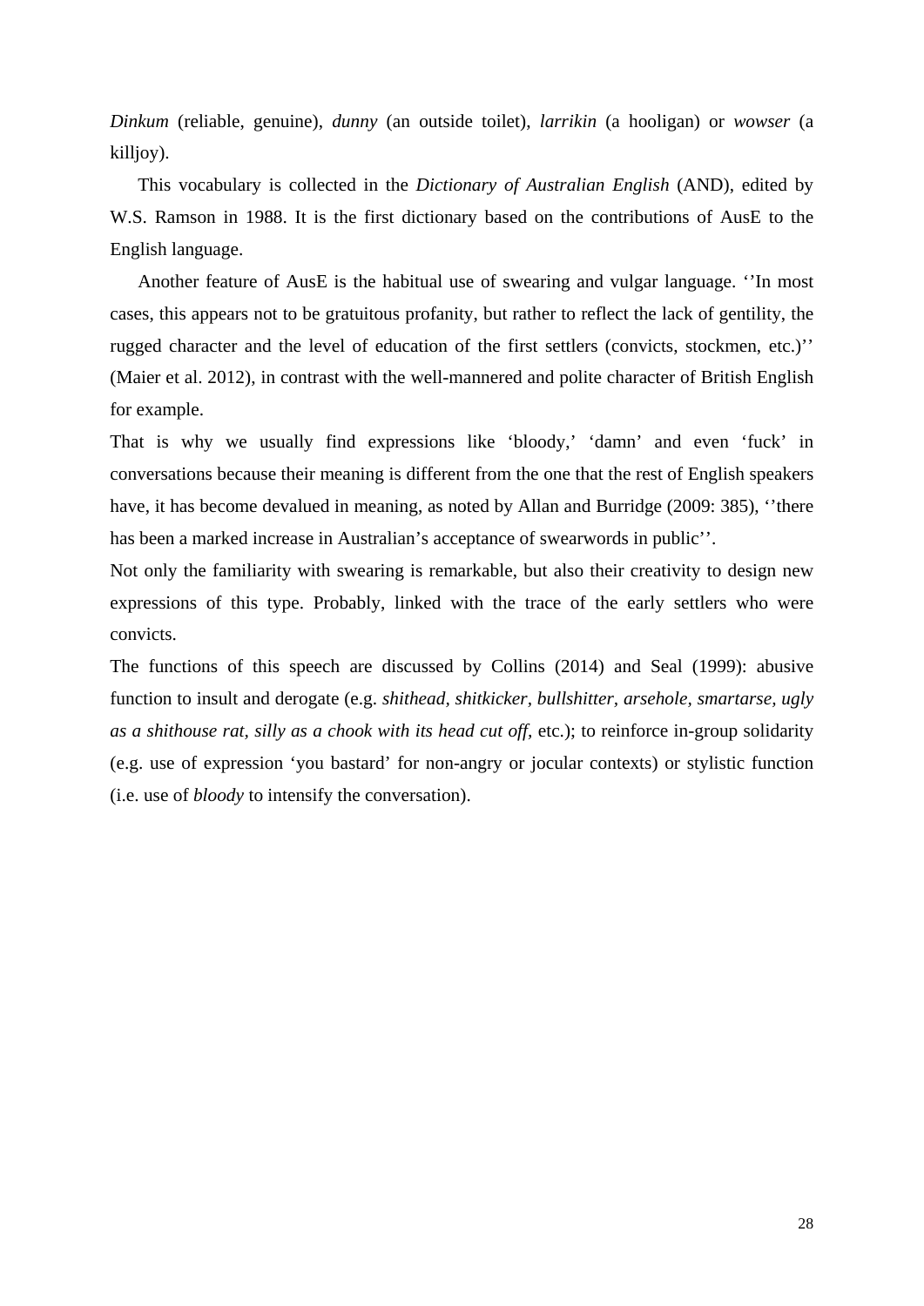*Dinkum* (reliable, genuine), *dunny* (an outside toilet), *larrikin* (a hooligan) or *wowser* (a killjoy).

This vocabulary is collected in the *Dictionary of Australian English* (AND), edited by W.S. Ramson in 1988. It is the first dictionary based on the contributions of AusE to the English language.

Another feature of AusE is the habitual use of swearing and vulgar language. ‘’In most cases, this appears not to be gratuitous profanity, but rather to reflect the lack of gentility, the rugged character and the level of education of the first settlers (convicts, stockmen, etc.)’’ (Maier et al. 2012), in contrast with the well-mannered and polite character of British English for example.

That is why we usually find expressions like ‘bloody,’ ‘damn’ and even ‘fuck’ in conversations because their meaning is different from the one that the rest of English speakers have, it has become devalued in meaning, as noted by Allan and Burridge (2009: 385), ‘’there has been a marked increase in Australian’s acceptance of swearwords in public’’.

Not only the familiarity with swearing is remarkable, but also their creativity to design new expressions of this type. Probably, linked with the trace of the early settlers who were convicts.

The functions of this speech are discussed by Collins (2014) and Seal (1999): abusive function to insult and derogate (e.g. *shithead, shitkicker, bullshitter, arsehole, smartarse, ugly as a shithouse rat, silly as a chook with its head cut off,* etc.); to reinforce in-group solidarity (e.g. use of expression ‘you bastard’ for non-angry or jocular contexts) or stylistic function (i.e. use of *bloody* to intensify the conversation).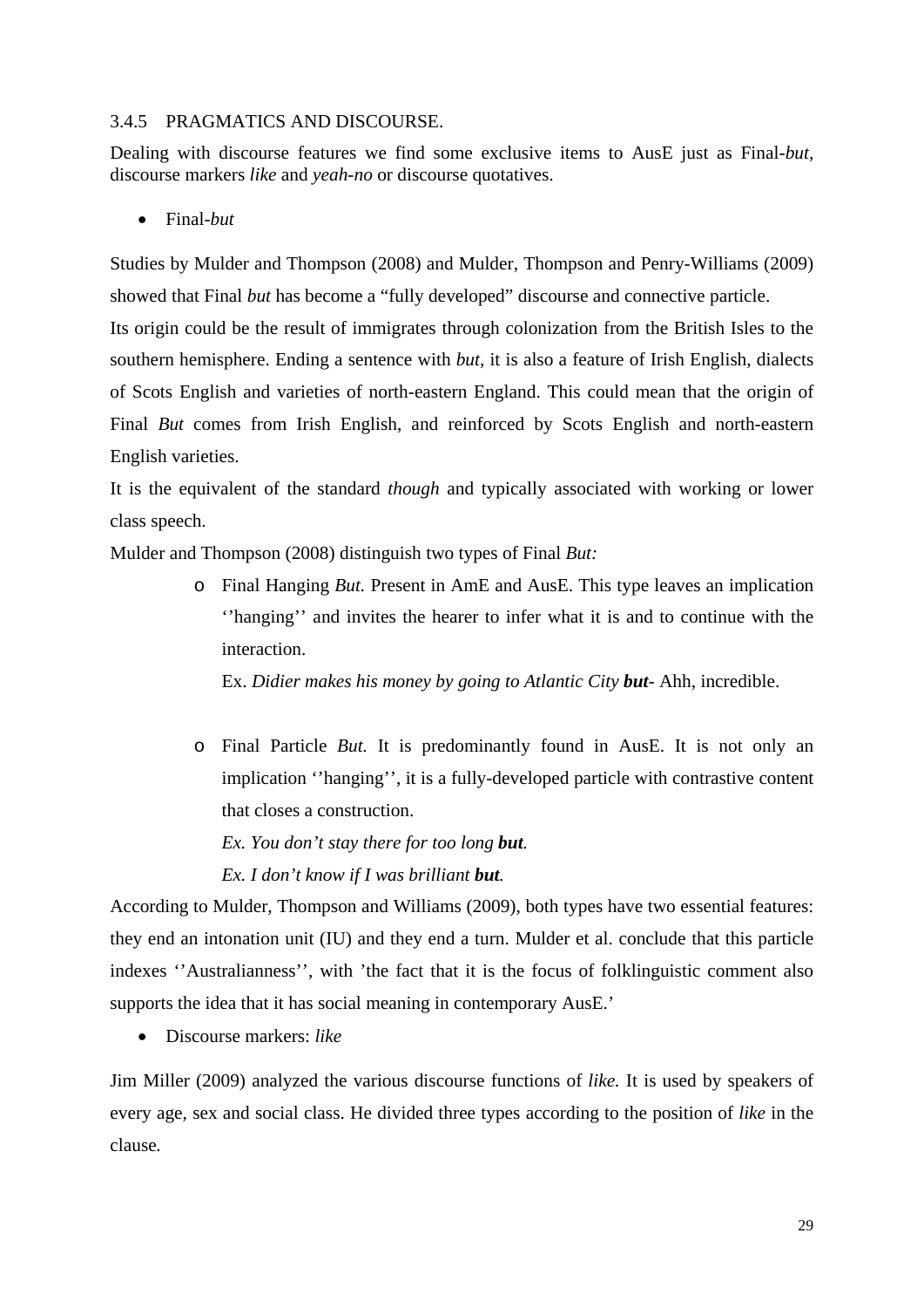### 3.4.5 PRAGMATICS AND DISCOURSE.

Dealing with discourse features we find some exclusive items to AusE just as Final-*but*, discourse markers *like* and *yeah-no* or discourse quotatives.

- Final-*but*

Studies by Mulder and Thompson (2008) and Mulder, Thompson and Penry-Williams (2009) showed that Final *but* has become a "fully developed" discourse and connective particle.

Its origin could be the result of immigrates through colonization from the British Isles to the southern hemisphere. Ending a sentence with *but*, it is also a feature of Irish English, dialects of Scots English and varieties of north-eastern England. This could mean that the origin of Final *But* comes from Irish English, and reinforced by Scots English and north-eastern English varieties.

It is the equivalent of the standard *though* and typically associated with working or lower class speech.

Mulder and Thompson (2008) distinguish two types of Final *But:*

- Final Hanging *But.* Present in AmE and AusE. This type leaves an implication ''hanging'' and invites the hearer to infer what it is and to continue with the interaction.

  Ex. *Didier makes his money by going to Atlantic City* ***but***- Ahh, incredible.

- Final Particle *But.* It is predominantly found in AusE. It is not only an implication ''hanging'', it is a fully-developed particle with contrastive content that closes a construction.

  *Ex. You don't stay there for too long* ***but****.*

  *Ex. I don't know if I was brilliant* ***but****.*

According to Mulder, Thompson and Williams (2009), both types have two essential features: they end an intonation unit (IU) and they end a turn. Mulder et al. conclude that this particle indexes ''Australianness'', with 'the fact that it is the focus of folklinguistic comment also supports the idea that it has social meaning in contemporary AusE.'

- Discourse markers: *like*

Jim Miller (2009) analyzed the various discourse functions of *like.* It is used by speakers of every age, sex and social class. He divided three types according to the position of *like* in the clause.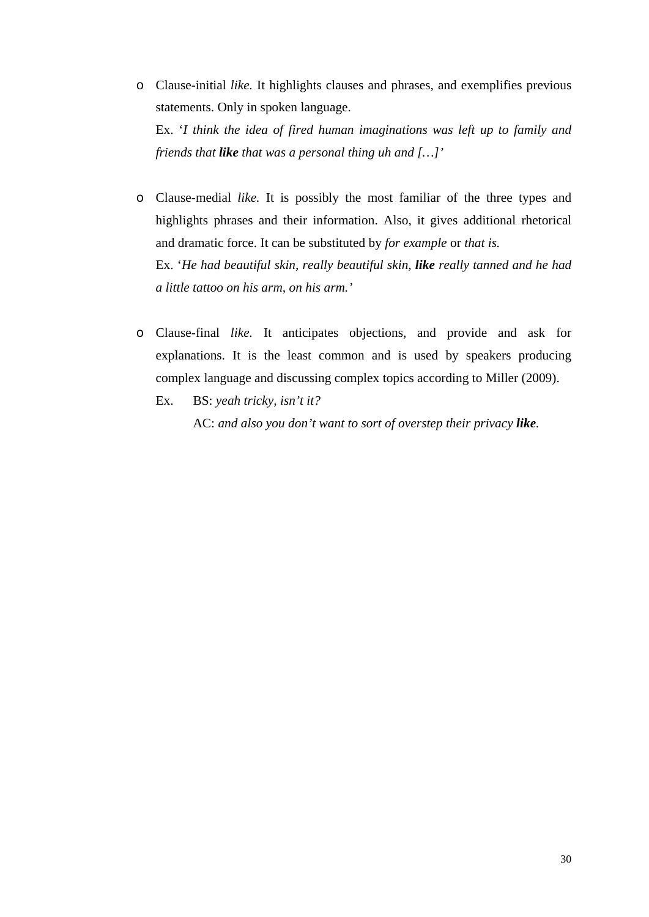- Clause-initial *like.* It highlights clauses and phrases, and exemplifies previous statements. Only in spoken language.

  Ex. '*I think the idea of fired human imaginations was left up to family and friends that* ***like*** *that was a personal thing uh and […]'*

- Clause-medial *like.* It is possibly the most familiar of the three types and highlights phrases and their information. Also, it gives additional rhetorical and dramatic force. It can be substituted by *for example* or *that is.*

  Ex. '*He had beautiful skin, really beautiful skin,* ***like*** *really tanned and he had a little tattoo on his arm, on his arm.'*

- Clause-final *like.* It anticipates objections, and provide and ask for explanations. It is the least common and is used by speakers producing complex language and discussing complex topics according to Miller (2009).

  Ex. BS: *yeah tricky, isn't it?*

  AC: *and also you don't want to sort of overstep their privacy* ***like****.*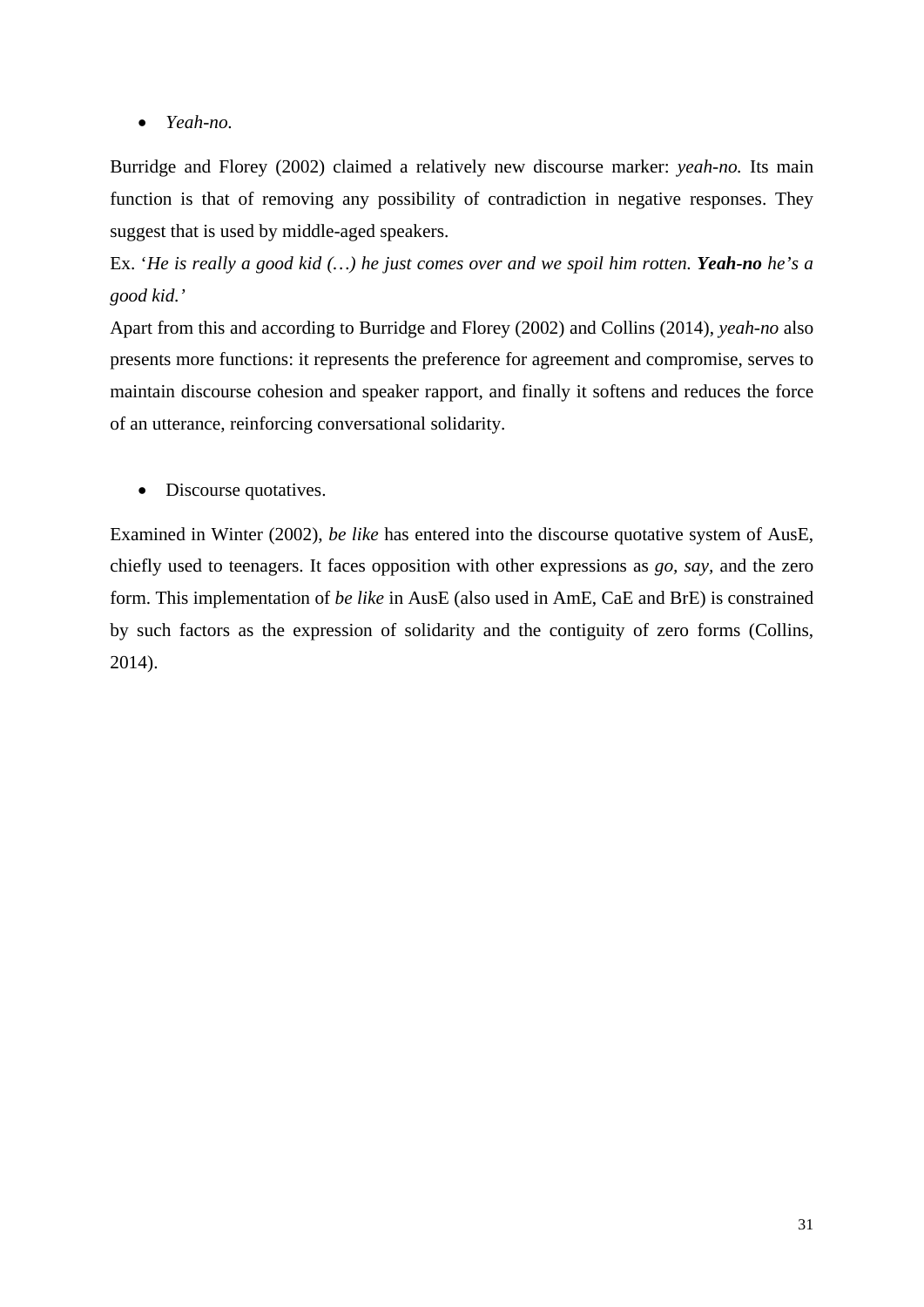- *Yeah-no.*

Burridge and Florey (2002) claimed a relatively new discourse marker: *yeah-no.* Its main function is that of removing any possibility of contradiction in negative responses. They suggest that is used by middle-aged speakers.

Ex. '*He is really a good kid (…) he just comes over and we spoil him rotten.* ***Yeah-no*** *he's a good kid.'*

Apart from this and according to Burridge and Florey (2002) and Collins (2014), *yeah-no* also presents more functions: it represents the preference for agreement and compromise, serves to maintain discourse cohesion and speaker rapport, and finally it softens and reduces the force of an utterance, reinforcing conversational solidarity.

- Discourse quotatives.

Examined in Winter (2002), *be like* has entered into the discourse quotative system of AusE, chiefly used to teenagers. It faces opposition with other expressions as *go, say,* and the zero form. This implementation of *be like* in AusE (also used in AmE, CaE and BrE) is constrained by such factors as the expression of solidarity and the contiguity of zero forms (Collins, 2014).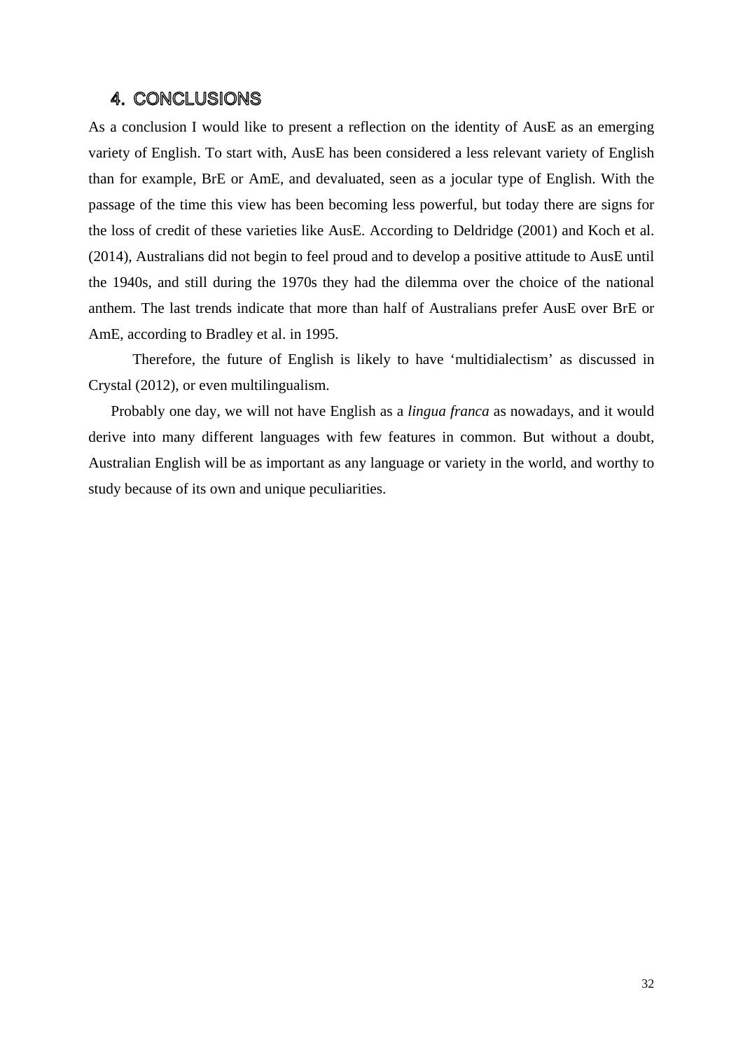## 4. CONCLUSIONS

As a conclusion I would like to present a reflection on the identity of AusE as an emerging variety of English. To start with, AusE has been considered a less relevant variety of English than for example, BrE or AmE, and devaluated, seen as a jocular type of English. With the passage of the time this view has been becoming less powerful, but today there are signs for the loss of credit of these varieties like AusE. According to Deldridge (2001) and Koch et al. (2014), Australians did not begin to feel proud and to develop a positive attitude to AusE until the 1940s, and still during the 1970s they had the dilemma over the choice of the national anthem. The last trends indicate that more than half of Australians prefer AusE over BrE or AmE, according to Bradley et al. in 1995.

Therefore, the future of English is likely to have 'multidialectism' as discussed in Crystal (2012), or even multilingualism.

Probably one day, we will not have English as a *lingua franca* as nowadays, and it would derive into many different languages with few features in common. But without a doubt, Australian English will be as important as any language or variety in the world, and worthy to study because of its own and unique peculiarities.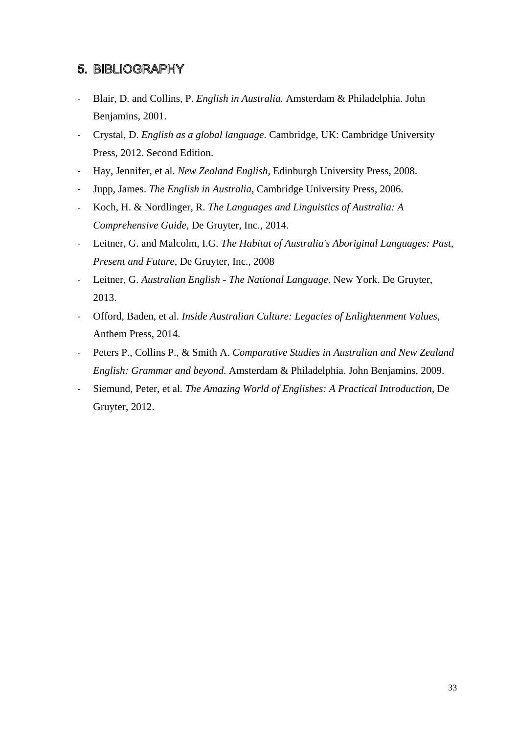## 5. BIBLIOGRAPHY

- Blair, D. and Collins, P. *English in Australia.* Amsterdam & Philadelphia. John Benjamins, 2001.
- Crystal, D. *English as a global language*. Cambridge, UK: Cambridge University Press, 2012. Second Edition.
- Hay, Jennifer, et al. *New Zealand English*, Edinburgh University Press, 2008.
- Jupp, James. *The English in Australia*, Cambridge University Press, 2006.
- Koch, H. & Nordlinger, R. *The Languages and Linguistics of Australia: A Comprehensive Guide*, De Gruyter, Inc., 2014.
- Leitner, G. and Malcolm, I.G. *The Habitat of Australia's Aboriginal Languages: Past, Present and Future*, De Gruyter, Inc., 2008
- Leitner, G. *Australian English - The National Language*. New York. De Gruyter, 2013.
- Offord, Baden, et al. *Inside Australian Culture: Legacies of Enlightenment Values*, Anthem Press, 2014.
- Peters P., Collins P., & Smith A. *Comparative Studies in Australian and New Zealand English: Grammar and beyond*. Amsterdam & Philadelphia. John Benjamins, 2009.
- Siemund, Peter, et al. *The Amazing World of Englishes: A Practical Introduction*, De Gruyter, 2012.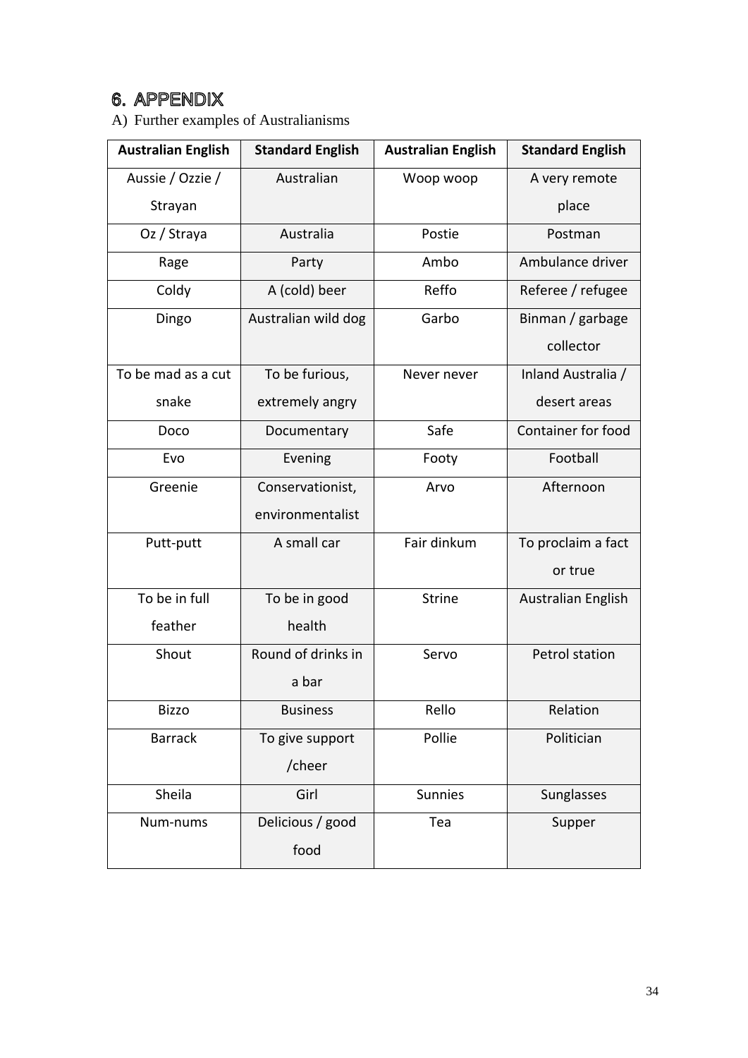# 6. APPENDIX

A) Further examples of Australianisms

| Australian English | Standard English | Australian English | Standard English |
|---|---|---|---|
| Aussie / Ozzie / Strayan | Australian | Woop woop | A very remote place |
| Oz / Straya | Australia | Postie | Postman |
| Rage | Party | Ambo | Ambulance driver |
| Coldy | A (cold) beer | Reffo | Referee / refugee |
| Dingo | Australian wild dog | Garbo | Binman / garbage collector |
| To be mad as a cut snake | To be furious, extremely angry | Never never | Inland Australia / desert areas |
| Doco | Documentary | Safe | Container for food |
| Evo | Evening | Footy | Football |
| Greenie | Conservationist, environmentalist | Arvo | Afternoon |
| Putt-putt | A small car | Fair dinkum | To proclaim a fact or true |
| To be in full feather | To be in good health | Strine | Australian English |
| Shout | Round of drinks in a bar | Servo | Petrol station |
| Bizzo | Business | Rello | Relation |
| Barrack | To give support /cheer | Pollie | Politician |
| Sheila | Girl | Sunnies | Sunglasses |
| Num-nums | Delicious / good food | Tea | Supper |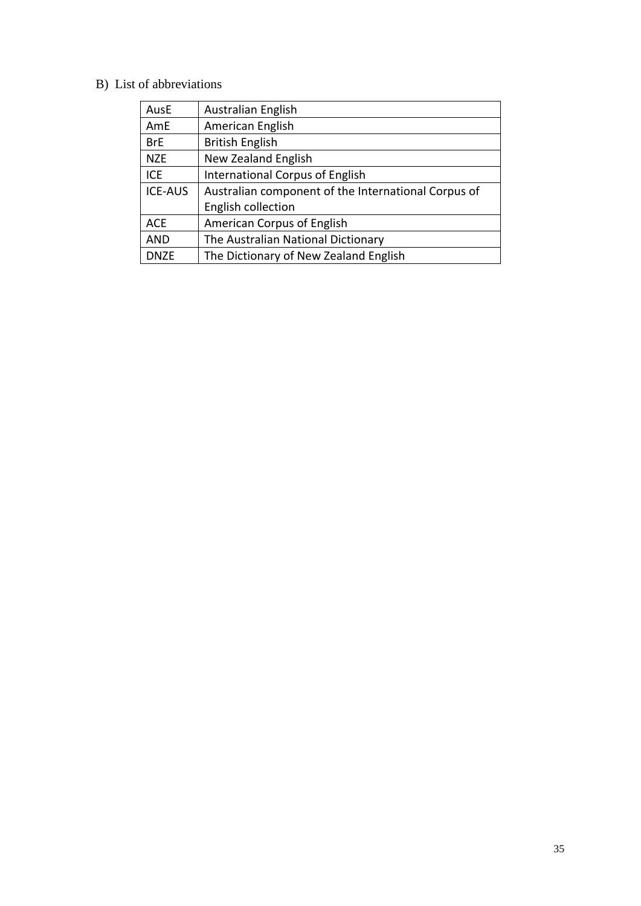B) List of abbreviations

| | |
|---|---|
| AusE | Australian English |
| AmE | American English |
| BrE | British English |
| NZE | New Zealand English |
| ICE | International Corpus of English |
| ICE-AUS | Australian component of the International Corpus of English collection |
| ACE | American Corpus of English |
| AND | The Australian National Dictionary |
| DNZE | The Dictionary of New Zealand English |